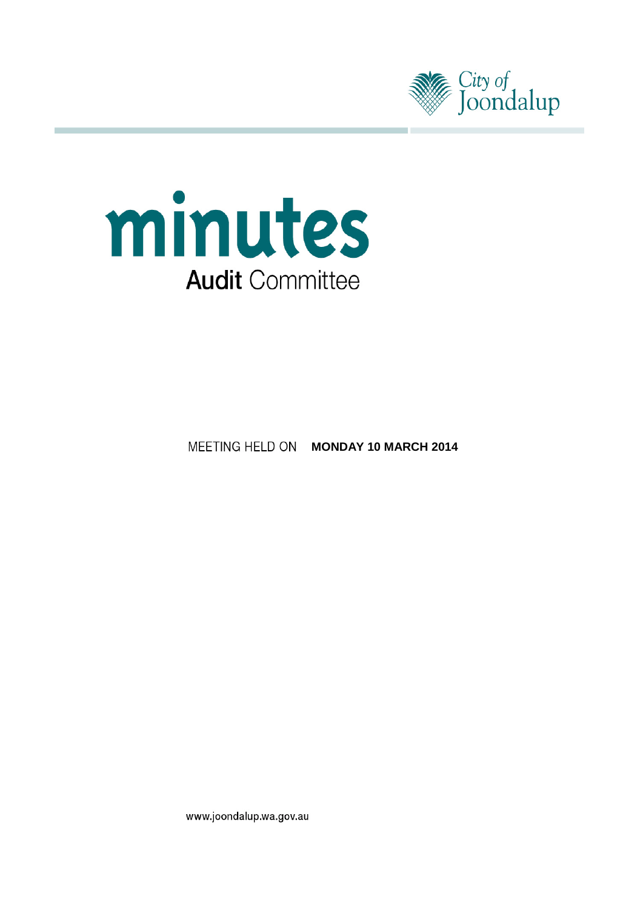City of Joondalup

# minutes

## Audit Committee

MEETING HELD ON **MONDAY 10 MARCH 2014**

www.joondalup.wa.gov.au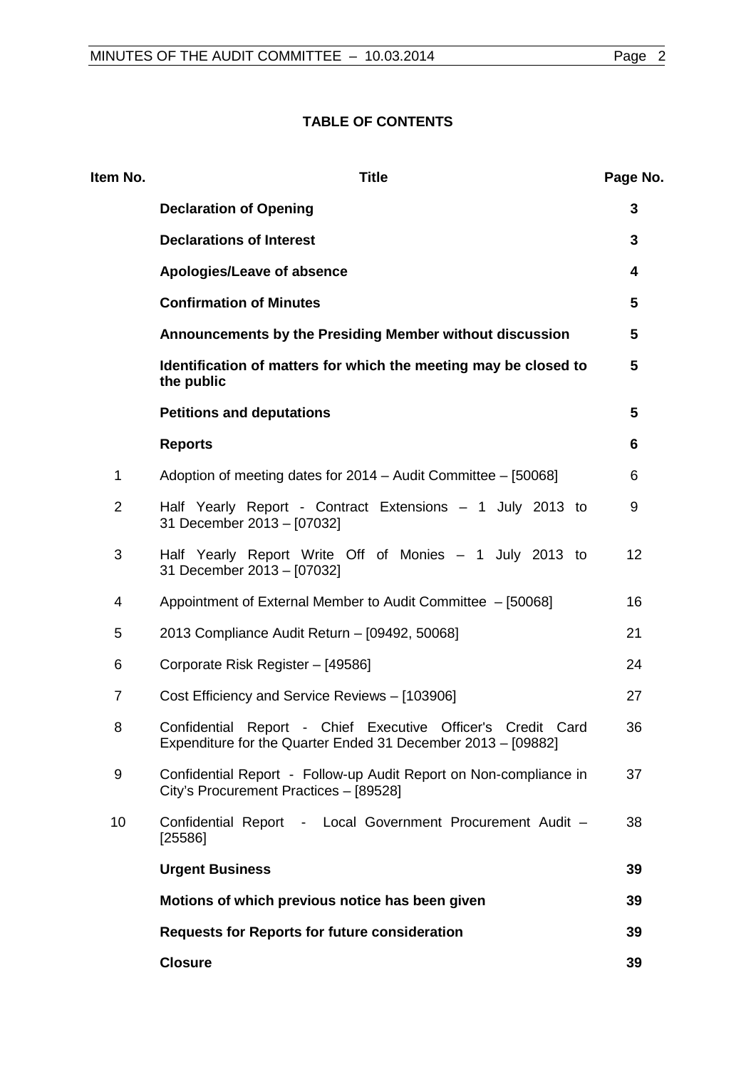# TABLE OF CONTENTS

| Item No. | Title | Page No. |
|---|---|---|
| | **Declaration of Opening** | **3** |
| | **Declarations of Interest** | **3** |
| | **Apologies/Leave of absence** | **4** |
| | **Confirmation of Minutes** | **5** |
| | **Announcements by the Presiding Member without discussion** | **5** |
| | **Identification of matters for which the meeting may be closed to the public** | **5** |
| | **Petitions and deputations** | **5** |
| | **Reports** | **6** |
| 1 | Adoption of meeting dates for 2014 – Audit Committee – [50068] | 6 |
| 2 | Half Yearly Report - Contract Extensions – 1 July 2013 to 31 December 2013 – [07032] | 9 |
| 3 | Half Yearly Report Write Off of Monies – 1 July 2013 to 31 December 2013 – [07032] | 12 |
| 4 | Appointment of External Member to Audit Committee – [50068] | 16 |
| 5 | 2013 Compliance Audit Return – [09492, 50068] | 21 |
| 6 | Corporate Risk Register – [49586] | 24 |
| 7 | Cost Efficiency and Service Reviews – [103906] | 27 |
| 8 | Confidential Report - Chief Executive Officer's Credit Card Expenditure for the Quarter Ended 31 December 2013 – [09882] | 36 |
| 9 | Confidential Report - Follow-up Audit Report on Non-compliance in City's Procurement Practices – [89528] | 37 |
| 10 | Confidential Report - Local Government Procurement Audit – [25586] | 38 |
| | **Urgent Business** | **39** |
| | **Motions of which previous notice has been given** | **39** |
| | **Requests for Reports for future consideration** | **39** |
| | **Closure** | **39** |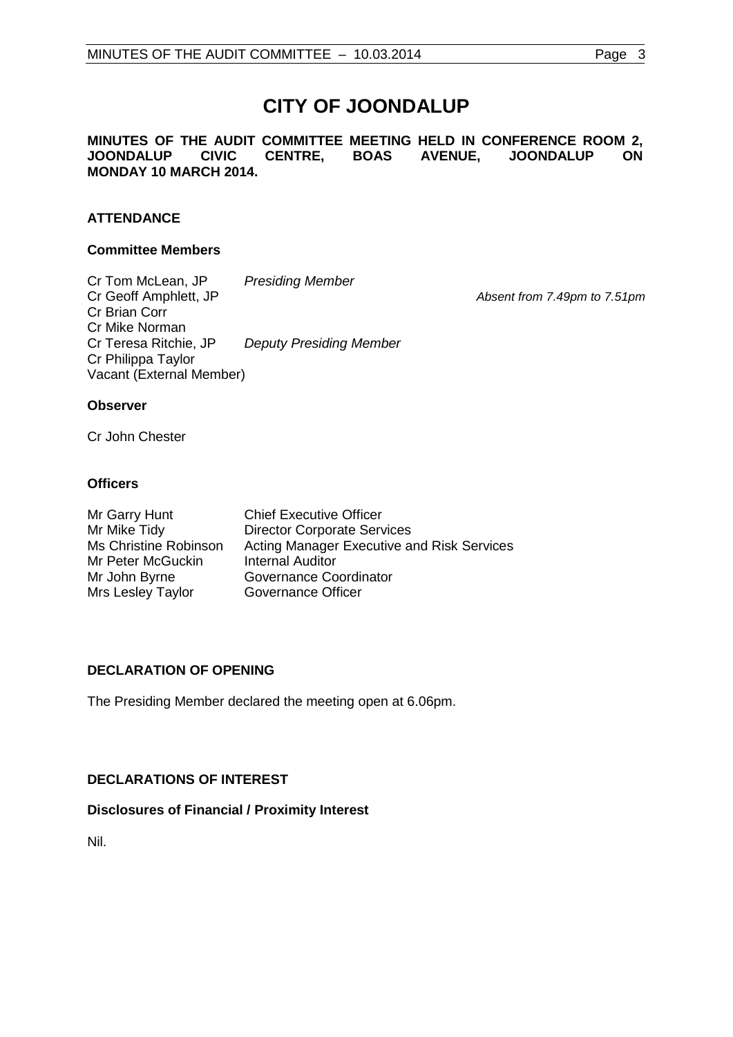# CITY OF JOONDALUP

**MINUTES OF THE AUDIT COMMITTEE MEETING HELD IN CONFERENCE ROOM 2, JOONDALUP CIVIC CENTRE, BOAS AVENUE, JOONDALUP ON MONDAY 10 MARCH 2014.**

## ATTENDANCE

### Committee Members

| | | |
|---|---|---|
| Cr Tom McLean, JP | *Presiding Member* | |
| Cr Geoff Amphlett, JP | | *Absent from 7.49pm to 7.51pm* |
| Cr Brian Corr | | |
| Cr Mike Norman | | |
| Cr Teresa Ritchie, JP | *Deputy Presiding Member* | |
| Cr Philippa Taylor | | |
| Vacant (External Member) | | |

### Observer

Cr John Chester

### Officers

| | |
|---|---|
| Mr Garry Hunt | Chief Executive Officer |
| Mr Mike Tidy | Director Corporate Services |
| Ms Christine Robinson | Acting Manager Executive and Risk Services |
| Mr Peter McGuckin | Internal Auditor |
| Mr John Byrne | Governance Coordinator |
| Mrs Lesley Taylor | Governance Officer |

## DECLARATION OF OPENING

The Presiding Member declared the meeting open at 6.06pm.

## DECLARATIONS OF INTEREST

### Disclosures of Financial / Proximity Interest

Nil.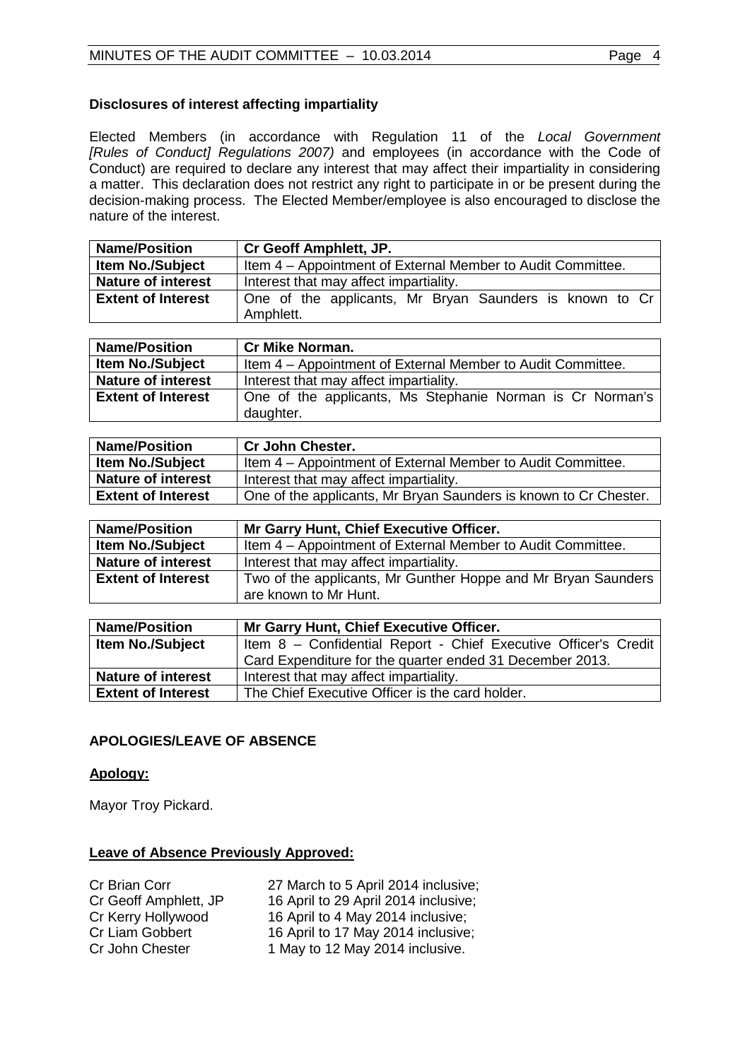## Disclosures of interest affecting impartiality

Elected Members (in accordance with Regulation 11 of the *Local Government [Rules of Conduct] Regulations 2007)* and employees (in accordance with the Code of Conduct) are required to declare any interest that may affect their impartiality in considering a matter. This declaration does not restrict any right to participate in or be present during the decision-making process. The Elected Member/employee is also encouraged to disclose the nature of the interest.

| **Name/Position** | **Cr Geoff Amphlett, JP.** |
|---|---|
| **Item No./Subject** | Item 4 – Appointment of External Member to Audit Committee. |
| **Nature of interest** | Interest that may affect impartiality. |
| **Extent of Interest** | One of the applicants, Mr Bryan Saunders is known to Cr Amphlett. |

| **Name/Position** | **Cr Mike Norman.** |
|---|---|
| **Item No./Subject** | Item 4 – Appointment of External Member to Audit Committee. |
| **Nature of interest** | Interest that may affect impartiality. |
| **Extent of Interest** | One of the applicants, Ms Stephanie Norman is Cr Norman's daughter. |

| **Name/Position** | **Cr John Chester.** |
|---|---|
| **Item No./Subject** | Item 4 – Appointment of External Member to Audit Committee. |
| **Nature of interest** | Interest that may affect impartiality. |
| **Extent of Interest** | One of the applicants, Mr Bryan Saunders is known to Cr Chester. |

| **Name/Position** | **Mr Garry Hunt, Chief Executive Officer.** |
|---|---|
| **Item No./Subject** | Item 4 – Appointment of External Member to Audit Committee. |
| **Nature of interest** | Interest that may affect impartiality. |
| **Extent of Interest** | Two of the applicants, Mr Gunther Hoppe and Mr Bryan Saunders are known to Mr Hunt. |

| **Name/Position** | **Mr Garry Hunt, Chief Executive Officer.** |
|---|---|
| **Item No./Subject** | Item 8 – Confidential Report - Chief Executive Officer's Credit Card Expenditure for the quarter ended 31 December 2013. |
| **Nature of interest** | Interest that may affect impartiality. |
| **Extent of Interest** | The Chief Executive Officer is the card holder. |

## APOLOGIES/LEAVE OF ABSENCE

**Apology:**

Mayor Troy Pickard.

**Leave of Absence Previously Approved:**

| | |
|---|---|
| Cr Brian Corr | 27 March to 5 April 2014 inclusive; |
| Cr Geoff Amphlett, JP | 16 April to 29 April 2014 inclusive; |
| Cr Kerry Hollywood | 16 April to 4 May 2014 inclusive; |
| Cr Liam Gobbert | 16 April to 17 May 2014 inclusive; |
| Cr John Chester | 1 May to 12 May 2014 inclusive. |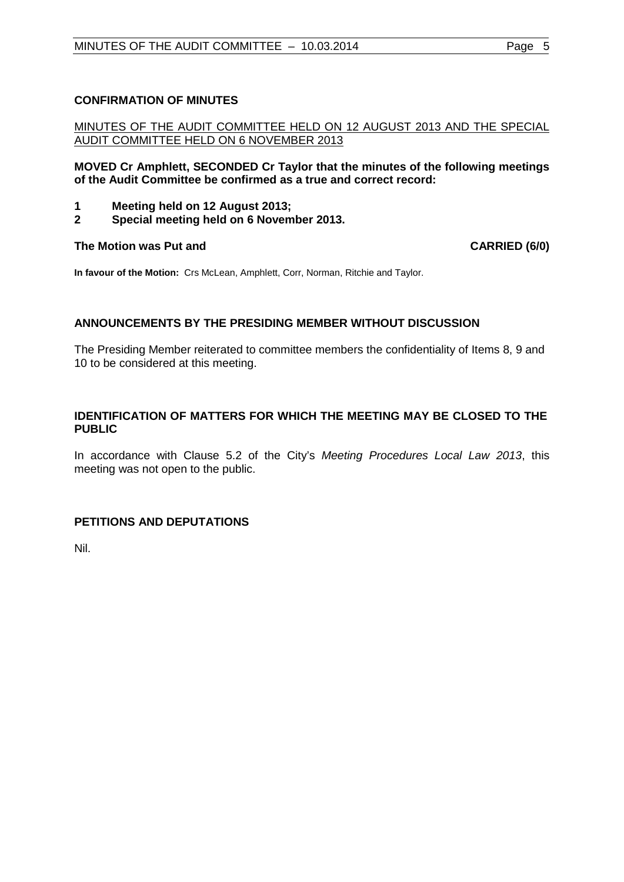## CONFIRMATION OF MINUTES

<u>MINUTES OF THE AUDIT COMMITTEE HELD ON 12 AUGUST 2013 AND THE SPECIAL AUDIT COMMITTEE HELD ON 6 NOVEMBER 2013</u>

**MOVED Cr Amphlett, SECONDED Cr Taylor that the minutes of the following meetings of the Audit Committee be confirmed as a true and correct record:**

**1 Meeting held on 12 August 2013;**
**2 Special meeting held on 6 November 2013.**

**The Motion was Put and CARRIED (6/0)**

**In favour of the Motion:** Crs McLean, Amphlett, Corr, Norman, Ritchie and Taylor.

## ANNOUNCEMENTS BY THE PRESIDING MEMBER WITHOUT DISCUSSION

The Presiding Member reiterated to committee members the confidentiality of Items 8, 9 and 10 to be considered at this meeting.

## IDENTIFICATION OF MATTERS FOR WHICH THE MEETING MAY BE CLOSED TO THE PUBLIC

In accordance with Clause 5.2 of the City's *Meeting Procedures Local Law 2013*, this meeting was not open to the public.

## PETITIONS AND DEPUTATIONS

Nil.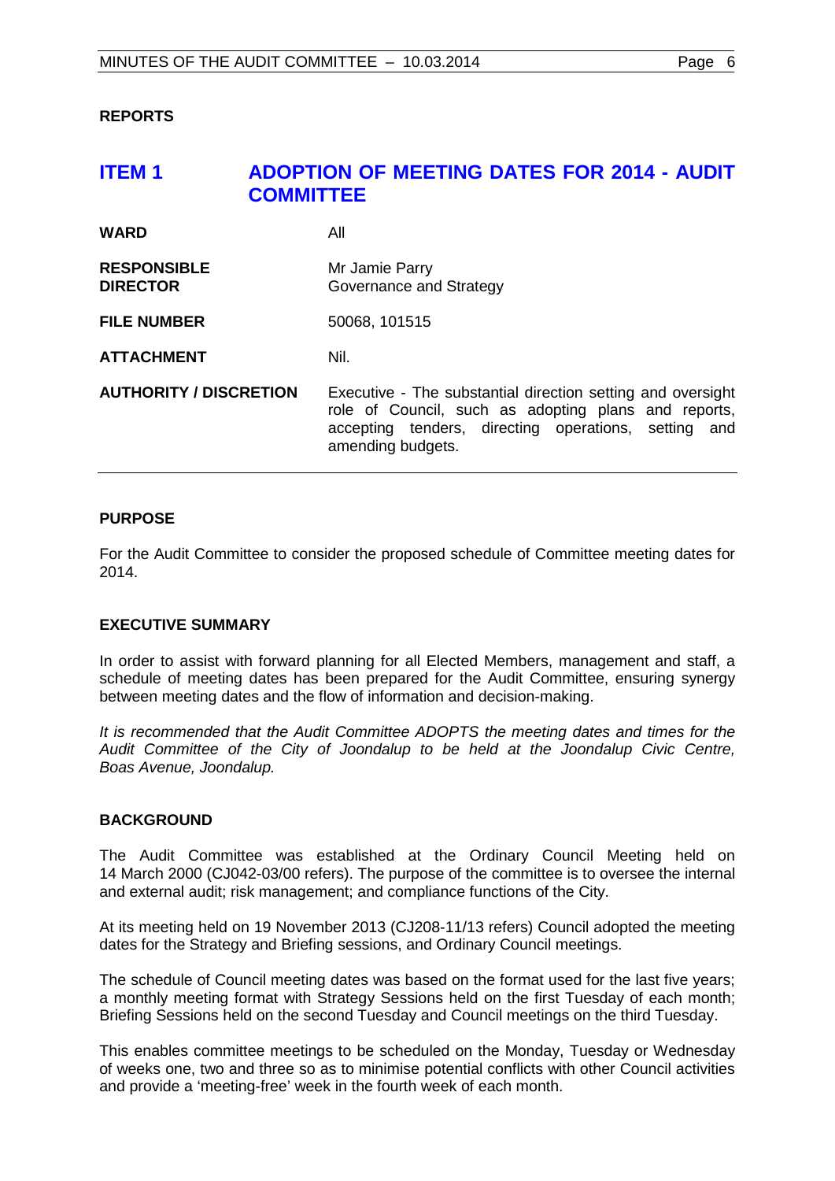**REPORTS**

# ITEM 1 ADOPTION OF MEETING DATES FOR 2014 - AUDIT COMMITTEE

| | |
|---|---|
| **WARD** | All |
| **RESPONSIBLE DIRECTOR** | Mr Jamie Parry<br>Governance and Strategy |
| **FILE NUMBER** | 50068, 101515 |
| **ATTACHMENT** | Nil. |
| **AUTHORITY / DISCRETION** | Executive - The substantial direction setting and oversight role of Council, such as adopting plans and reports, accepting tenders, directing operations, setting and amending budgets. |

## PURPOSE

For the Audit Committee to consider the proposed schedule of Committee meeting dates for 2014.

## EXECUTIVE SUMMARY

In order to assist with forward planning for all Elected Members, management and staff, a schedule of meeting dates has been prepared for the Audit Committee, ensuring synergy between meeting dates and the flow of information and decision-making.

*It is recommended that the Audit Committee ADOPTS the meeting dates and times for the Audit Committee of the City of Joondalup to be held at the Joondalup Civic Centre, Boas Avenue, Joondalup.*

## BACKGROUND

The Audit Committee was established at the Ordinary Council Meeting held on 14 March 2000 (CJ042-03/00 refers). The purpose of the committee is to oversee the internal and external audit; risk management; and compliance functions of the City.

At its meeting held on 19 November 2013 (CJ208-11/13 refers) Council adopted the meeting dates for the Strategy and Briefing sessions, and Ordinary Council meetings.

The schedule of Council meeting dates was based on the format used for the last five years; a monthly meeting format with Strategy Sessions held on the first Tuesday of each month; Briefing Sessions held on the second Tuesday and Council meetings on the third Tuesday.

This enables committee meetings to be scheduled on the Monday, Tuesday or Wednesday of weeks one, two and three so as to minimise potential conflicts with other Council activities and provide a 'meeting-free' week in the fourth week of each month.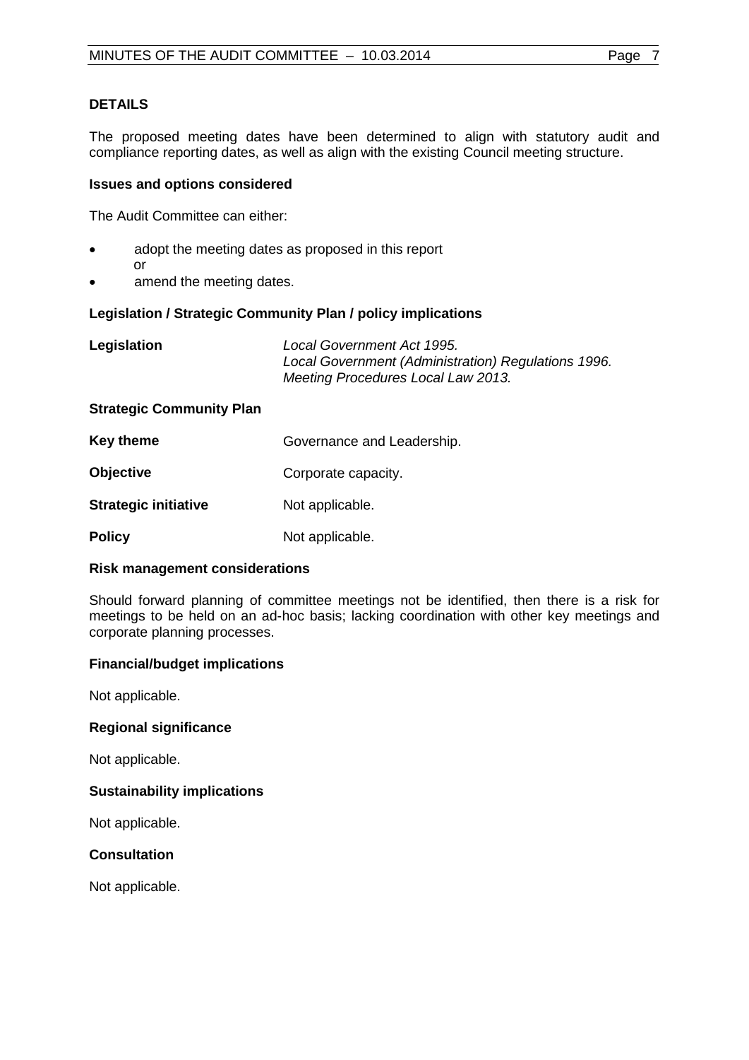**DETAILS**

The proposed meeting dates have been determined to align with statutory audit and compliance reporting dates, as well as align with the existing Council meeting structure.

**Issues and options considered**

The Audit Committee can either:

- adopt the meeting dates as proposed in this report
  or
- amend the meeting dates.

**Legislation / Strategic Community Plan / policy implications**

| **Legislation** | *Local Government Act 1995.*<br>*Local Government (Administration) Regulations 1996.*<br>*Meeting Procedures Local Law 2013.* |
|---|---|

**Strategic Community Plan**

| | |
|---|---|
| **Key theme** | Governance and Leadership. |
| **Objective** | Corporate capacity. |
| **Strategic initiative** | Not applicable. |
| **Policy** | Not applicable. |

**Risk management considerations**

Should forward planning of committee meetings not be identified, then there is a risk for meetings to be held on an ad-hoc basis; lacking coordination with other key meetings and corporate planning processes.

**Financial/budget implications**

Not applicable.

**Regional significance**

Not applicable.

**Sustainability implications**

Not applicable.

**Consultation**

Not applicable.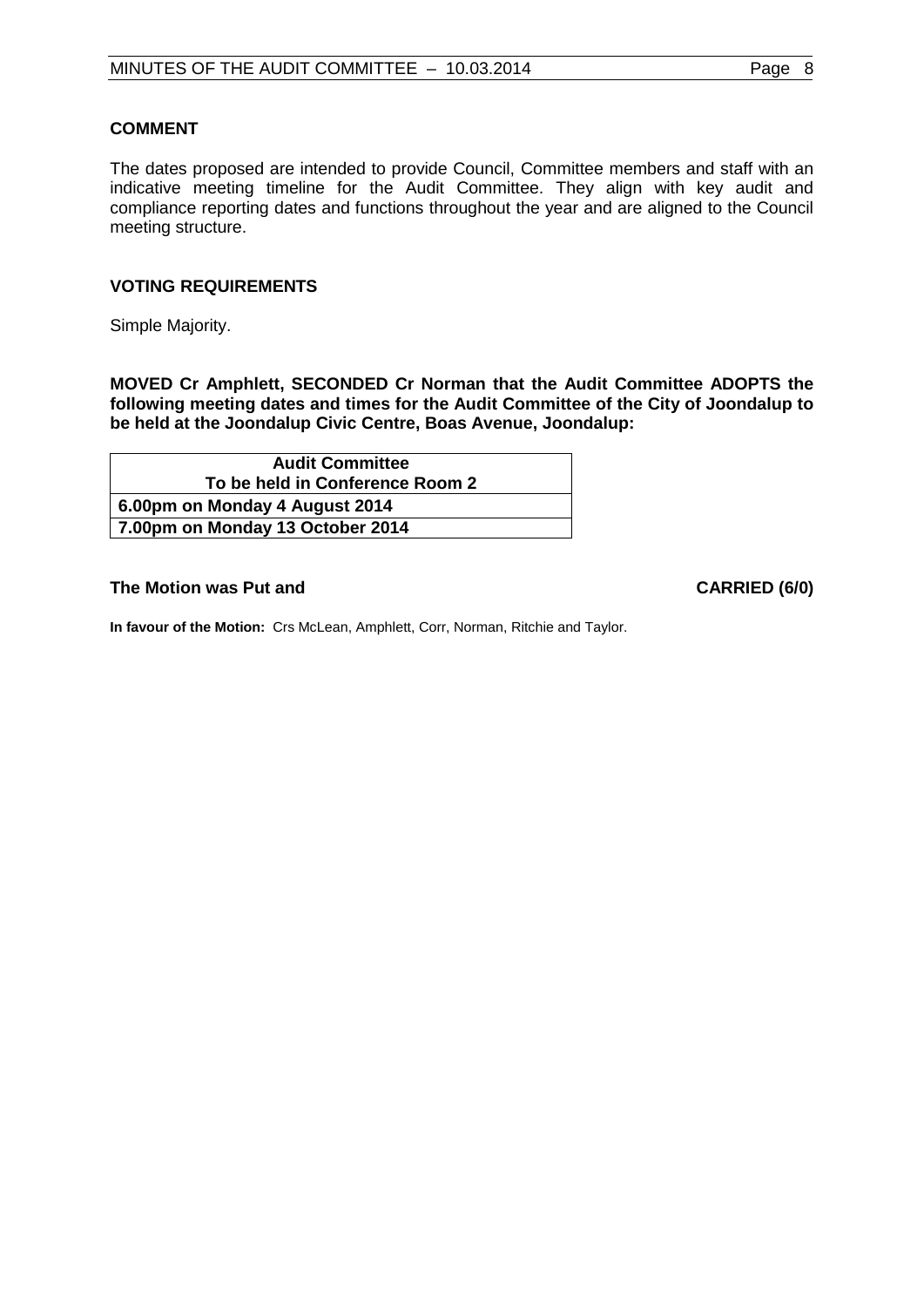### COMMENT

The dates proposed are intended to provide Council, Committee members and staff with an indicative meeting timeline for the Audit Committee. They align with key audit and compliance reporting dates and functions throughout the year and are aligned to the Council meeting structure.

### VOTING REQUIREMENTS

Simple Majority.

**MOVED Cr Amphlett, SECONDED Cr Norman that the Audit Committee ADOPTS the following meeting dates and times for the Audit Committee of the City of Joondalup to be held at the Joondalup Civic Centre, Boas Avenue, Joondalup:**

| **Audit Committee<br>To be held in Conference Room 2** |
|---|
| **6.00pm on Monday 4 August 2014** |
| **7.00pm on Monday 13 October 2014** |

**The Motion was Put and CARRIED (6/0)**

**In favour of the Motion:** Crs McLean, Amphlett, Corr, Norman, Ritchie and Taylor.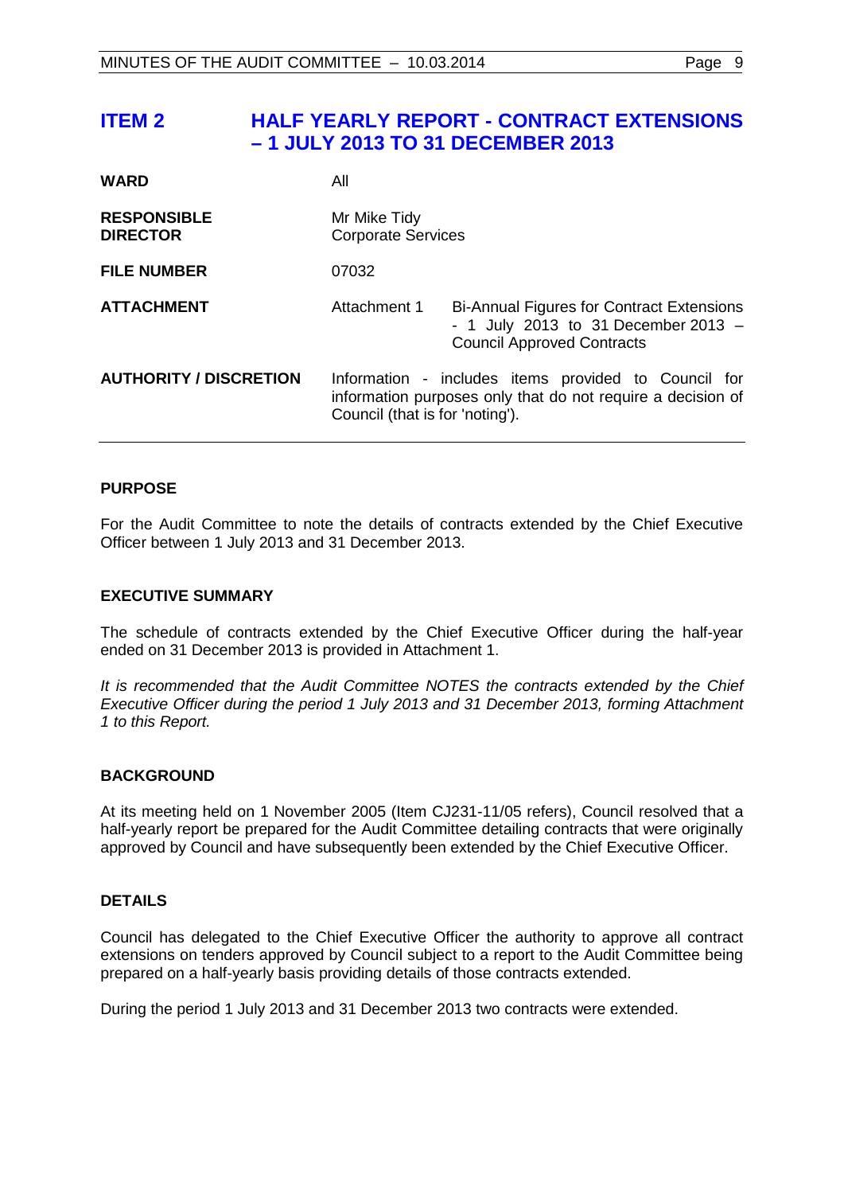## ITEM 2 HALF YEARLY REPORT - CONTRACT EXTENSIONS – 1 JULY 2013 TO 31 DECEMBER 2013

| | | |
|---|---|---|
| **WARD** | All | |
| **RESPONSIBLE DIRECTOR** | Mr Mike Tidy<br>Corporate Services | |
| **FILE NUMBER** | 07032 | |
| **ATTACHMENT** | Attachment 1 | Bi-Annual Figures for Contract Extensions - 1 July 2013 to 31 December 2013 – Council Approved Contracts |
| **AUTHORITY / DISCRETION** | Information - includes items provided to Council for information purposes only that do not require a decision of Council (that is for 'noting'). | |

### PURPOSE

For the Audit Committee to note the details of contracts extended by the Chief Executive Officer between 1 July 2013 and 31 December 2013.

### EXECUTIVE SUMMARY

The schedule of contracts extended by the Chief Executive Officer during the half-year ended on 31 December 2013 is provided in Attachment 1.

*It is recommended that the Audit Committee NOTES the contracts extended by the Chief Executive Officer during the period 1 July 2013 and 31 December 2013, forming Attachment 1 to this Report.*

### BACKGROUND

At its meeting held on 1 November 2005 (Item CJ231-11/05 refers), Council resolved that a half-yearly report be prepared for the Audit Committee detailing contracts that were originally approved by Council and have subsequently been extended by the Chief Executive Officer.

### DETAILS

Council has delegated to the Chief Executive Officer the authority to approve all contract extensions on tenders approved by Council subject to a report to the Audit Committee being prepared on a half-yearly basis providing details of those contracts extended.

During the period 1 July 2013 and 31 December 2013 two contracts were extended.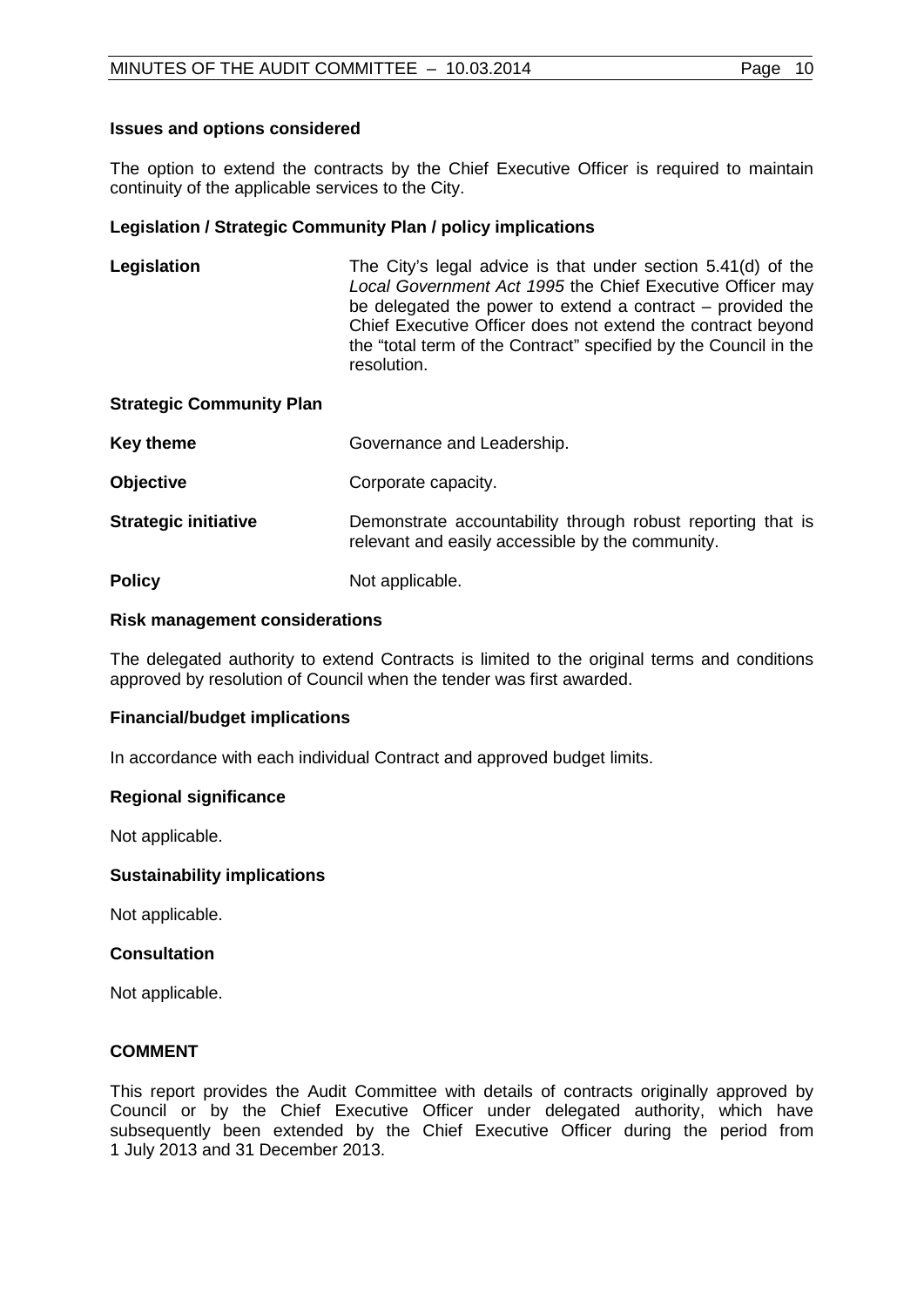**Issues and options considered**

The option to extend the contracts by the Chief Executive Officer is required to maintain continuity of the applicable services to the City.

**Legislation / Strategic Community Plan / policy implications**

| | |
|---|---|
| **Legislation** | The City's legal advice is that under section 5.41(d) of the *Local Government Act 1995* the Chief Executive Officer may be delegated the power to extend a contract – provided the Chief Executive Officer does not extend the contract beyond the "total term of the Contract" specified by the Council in the resolution. |
| **Strategic Community Plan** | |
| **Key theme** | Governance and Leadership. |
| **Objective** | Corporate capacity. |
| **Strategic initiative** | Demonstrate accountability through robust reporting that is relevant and easily accessible by the community. |
| **Policy** | Not applicable. |

**Risk management considerations**

The delegated authority to extend Contracts is limited to the original terms and conditions approved by resolution of Council when the tender was first awarded.

**Financial/budget implications**

In accordance with each individual Contract and approved budget limits.

**Regional significance**

Not applicable.

**Sustainability implications**

Not applicable.

**Consultation**

Not applicable.

**COMMENT**

This report provides the Audit Committee with details of contracts originally approved by Council or by the Chief Executive Officer under delegated authority, which have subsequently been extended by the Chief Executive Officer during the period from 1 July 2013 and 31 December 2013.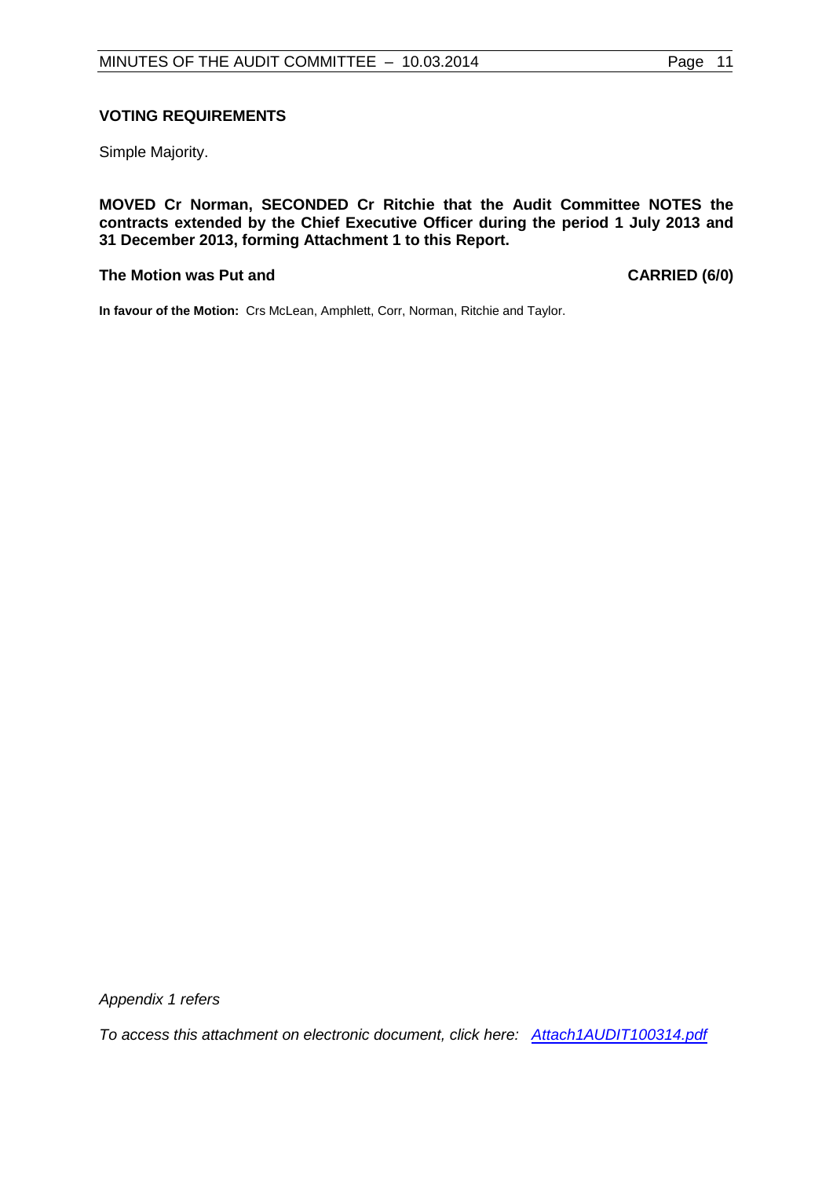**VOTING REQUIREMENTS**

Simple Majority.

**MOVED Cr Norman, SECONDED Cr Ritchie that the Audit Committee NOTES the contracts extended by the Chief Executive Officer during the period 1 July 2013 and 31 December 2013, forming Attachment 1 to this Report.**

**The Motion was Put and CARRIED (6/0)**

**In favour of the Motion:** Crs McLean, Amphlett, Corr, Norman, Ritchie and Taylor.

*Appendix 1 refers*

*To access this attachment on electronic document, click here: Attach1AUDIT100314.pdf*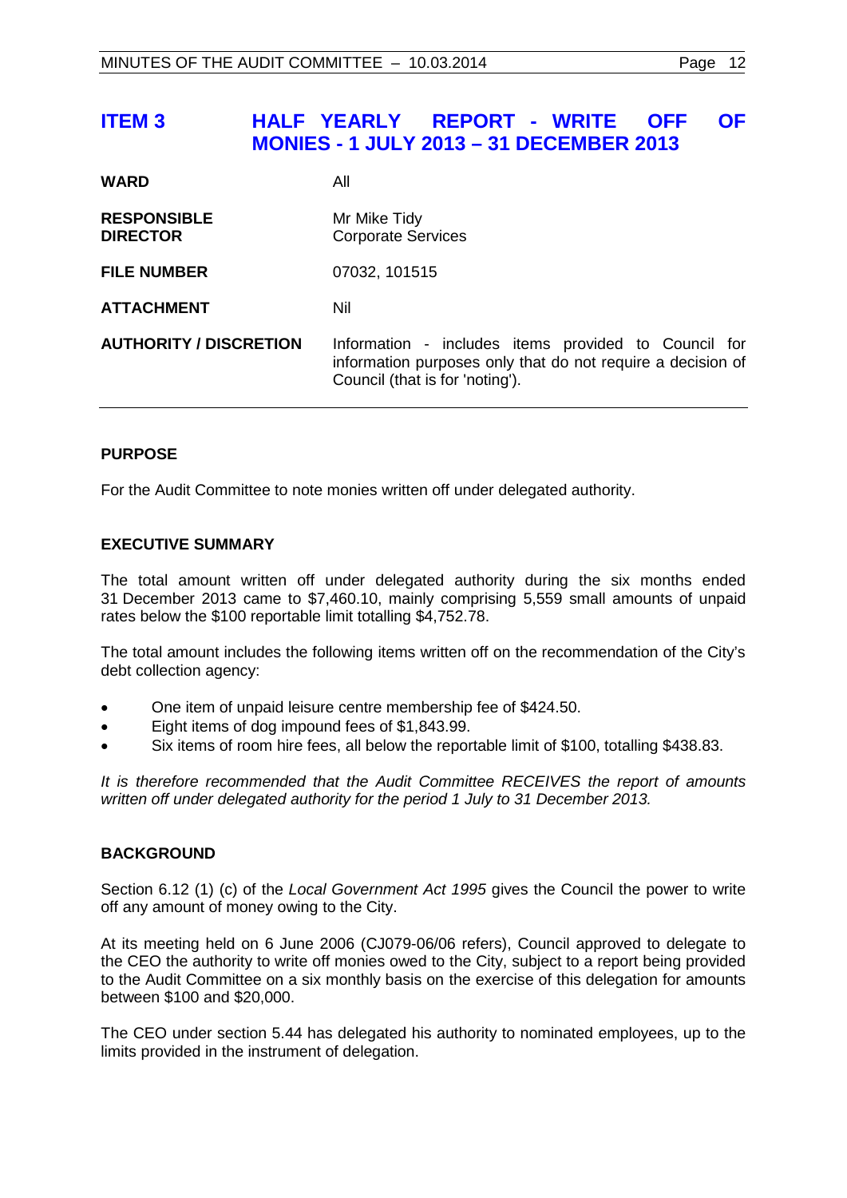# ITEM 3 HALF YEARLY REPORT - WRITE OFF OF MONIES - 1 JULY 2013 – 31 DECEMBER 2013

| | |
|---|---|
| **WARD** | All |
| **RESPONSIBLE DIRECTOR** | Mr Mike Tidy<br>Corporate Services |
| **FILE NUMBER** | 07032, 101515 |
| **ATTACHMENT** | Nil |
| **AUTHORITY / DISCRETION** | Information - includes items provided to Council for information purposes only that do not require a decision of Council (that is for 'noting'). |

## PURPOSE

For the Audit Committee to note monies written off under delegated authority.

## EXECUTIVE SUMMARY

The total amount written off under delegated authority during the six months ended 31 December 2013 came to $7,460.10, mainly comprising 5,559 small amounts of unpaid rates below the $100 reportable limit totalling $4,752.78.

The total amount includes the following items written off on the recommendation of the City's debt collection agency:

- One item of unpaid leisure centre membership fee of $424.50.
- Eight items of dog impound fees of $1,843.99.
- Six items of room hire fees, all below the reportable limit of $100, totalling $438.83.

*It is therefore recommended that the Audit Committee RECEIVES the report of amounts written off under delegated authority for the period 1 July to 31 December 2013.*

## BACKGROUND

Section 6.12 (1) (c) of the *Local Government Act 1995* gives the Council the power to write off any amount of money owing to the City.

At its meeting held on 6 June 2006 (CJ079-06/06 refers), Council approved to delegate to the CEO the authority to write off monies owed to the City, subject to a report being provided to the Audit Committee on a six monthly basis on the exercise of this delegation for amounts between $100 and $20,000.

The CEO under section 5.44 has delegated his authority to nominated employees, up to the limits provided in the instrument of delegation.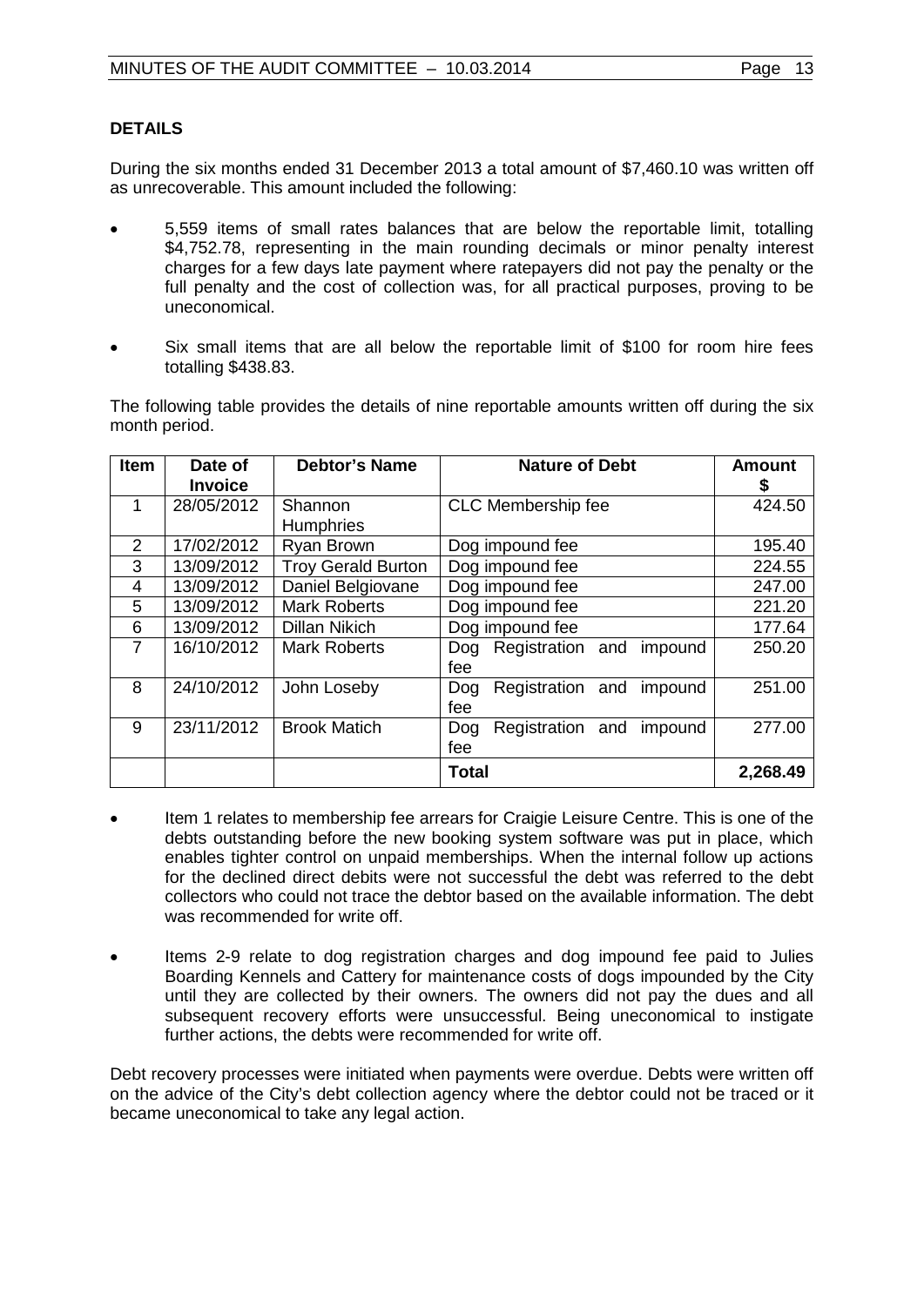## DETAILS

During the six months ended 31 December 2013 a total amount of $7,460.10 was written off as unrecoverable. This amount included the following:

- 5,559 items of small rates balances that are below the reportable limit, totalling $4,752.78, representing in the main rounding decimals or minor penalty interest charges for a few days late payment where ratepayers did not pay the penalty or the full penalty and the cost of collection was, for all practical purposes, proving to be uneconomical.
- Six small items that are all below the reportable limit of $100 for room hire fees totalling $438.83.

The following table provides the details of nine reportable amounts written off during the six month period.

| Item | Date of Invoice | Debtor's Name | Nature of Debt | Amount $ |
|---|---|---|---|---|
| 1 | 28/05/2012 | Shannon Humphries | CLC Membership fee | 424.50 |
| 2 | 17/02/2012 | Ryan Brown | Dog impound fee | 195.40 |
| 3 | 13/09/2012 | Troy Gerald Burton | Dog impound fee | 224.55 |
| 4 | 13/09/2012 | Daniel Belgiovane | Dog impound fee | 247.00 |
| 5 | 13/09/2012 | Mark Roberts | Dog impound fee | 221.20 |
| 6 | 13/09/2012 | Dillan Nikich | Dog impound fee | 177.64 |
| 7 | 16/10/2012 | Mark Roberts | Dog Registration and impound fee | 250.20 |
| 8 | 24/10/2012 | John Loseby | Dog Registration and impound fee | 251.00 |
| 9 | 23/11/2012 | Brook Matich | Dog Registration and impound fee | 277.00 |
| | | | **Total** | **2,268.49** |

- Item 1 relates to membership fee arrears for Craigie Leisure Centre. This is one of the debts outstanding before the new booking system software was put in place, which enables tighter control on unpaid memberships. When the internal follow up actions for the declined direct debits were not successful the debt was referred to the debt collectors who could not trace the debtor based on the available information. The debt was recommended for write off.
- Items 2-9 relate to dog registration charges and dog impound fee paid to Julies Boarding Kennels and Cattery for maintenance costs of dogs impounded by the City until they are collected by their owners. The owners did not pay the dues and all subsequent recovery efforts were unsuccessful. Being uneconomical to instigate further actions, the debts were recommended for write off.

Debt recovery processes were initiated when payments were overdue. Debts were written off on the advice of the City's debt collection agency where the debtor could not be traced or it became uneconomical to take any legal action.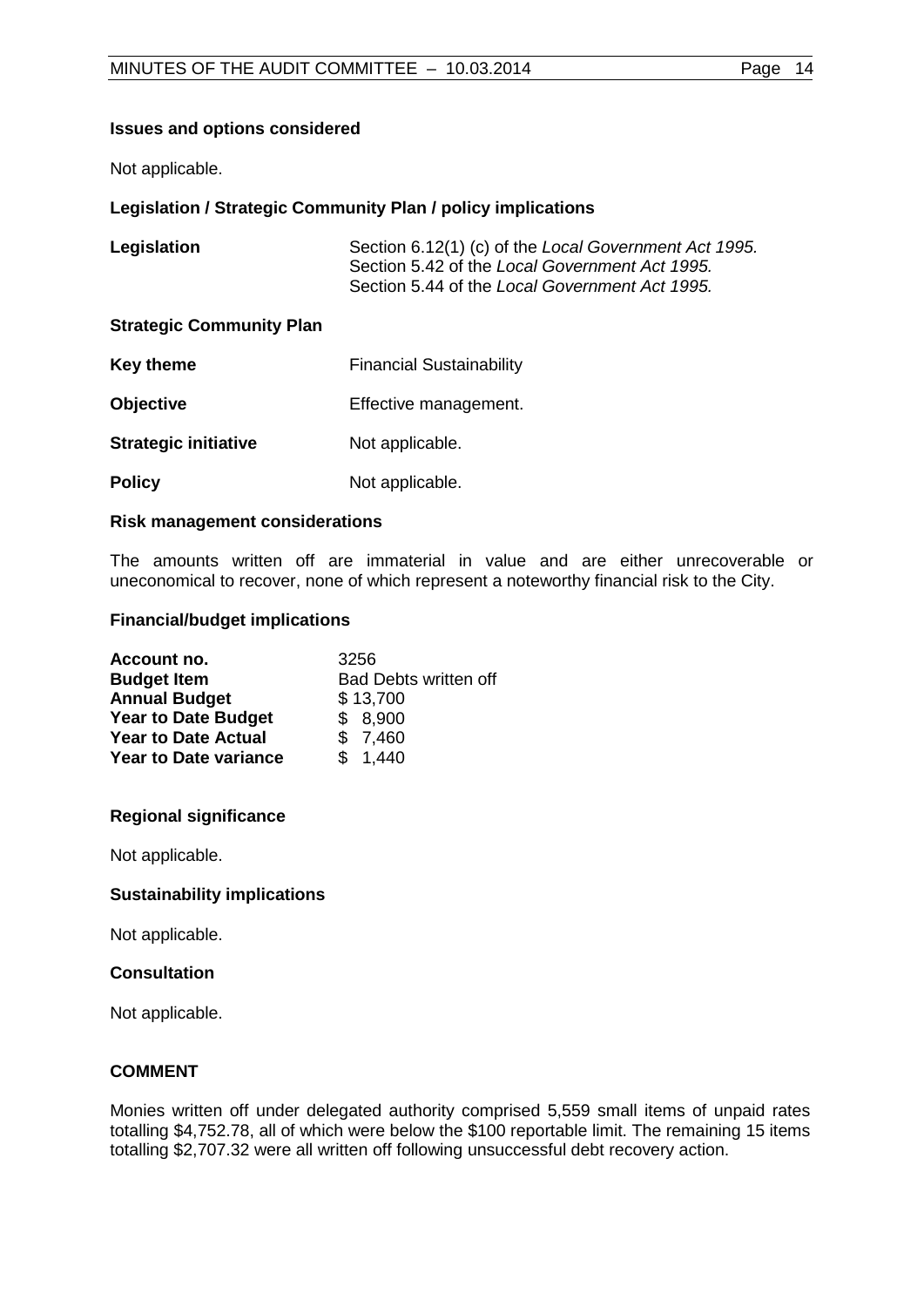**Issues and options considered**

Not applicable.

**Legislation / Strategic Community Plan / policy implications**

| | |
|---|---|
| **Legislation** | Section 6.12(1) (c) of the *Local Government Act 1995.*<br>Section 5.42 of the *Local Government Act 1995.*<br>Section 5.44 of the *Local Government Act 1995.* |

**Strategic Community Plan**

| | |
|---|---|
| **Key theme** | Financial Sustainability |
| **Objective** | Effective management. |
| **Strategic initiative** | Not applicable. |
| **Policy** | Not applicable. |

**Risk management considerations**

The amounts written off are immaterial in value and are either unrecoverable or uneconomical to recover, none of which represent a noteworthy financial risk to the City.

**Financial/budget implications**

| | |
|---|---|
| **Account no.** | 3256 |
| **Budget Item** | Bad Debts written off |
| **Annual Budget** | $ 13,700 |
| **Year to Date Budget** | $ 8,900 |
| **Year to Date Actual** | $ 7,460 |
| **Year to Date variance** | $ 1,440 |

**Regional significance**

Not applicable.

**Sustainability implications**

Not applicable.

**Consultation**

Not applicable.

**COMMENT**

Monies written off under delegated authority comprised 5,559 small items of unpaid rates totalling $4,752.78, all of which were below the $100 reportable limit. The remaining 15 items totalling $2,707.32 were all written off following unsuccessful debt recovery action.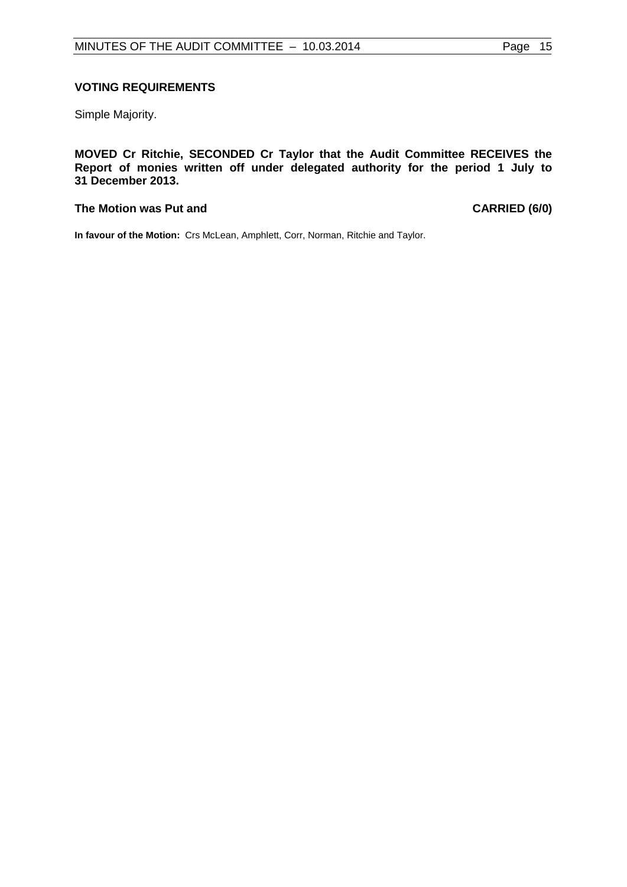**VOTING REQUIREMENTS**

Simple Majority.

**MOVED Cr Ritchie, SECONDED Cr Taylor that the Audit Committee RECEIVES the Report of monies written off under delegated authority for the period 1 July to 31 December 2013.**

**The Motion was Put and CARRIED (6/0)**

**In favour of the Motion:** Crs McLean, Amphlett, Corr, Norman, Ritchie and Taylor.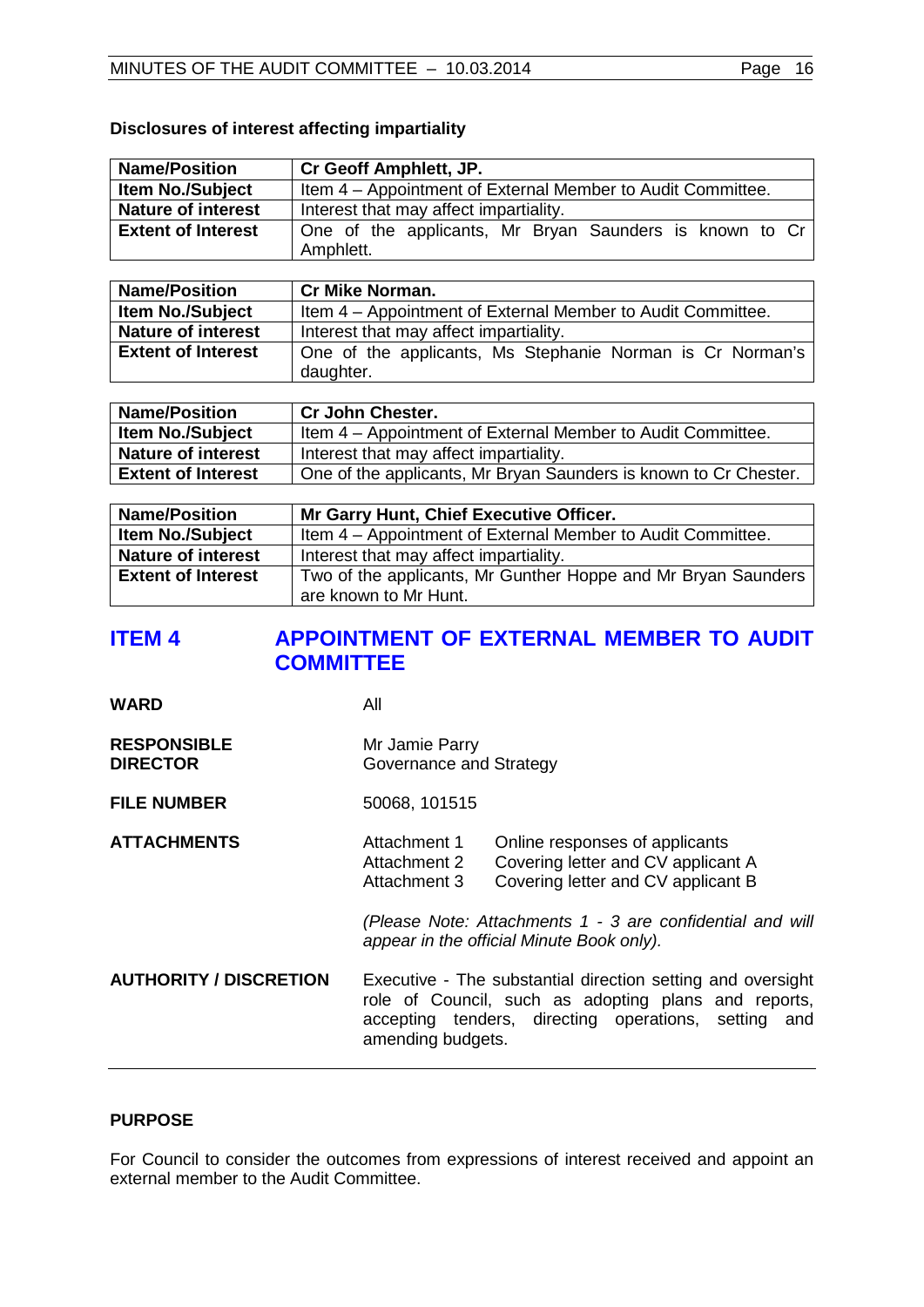### Disclosures of interest affecting impartiality

| **Name/Position** | **Cr Geoff Amphlett, JP.** |
|---|---|
| **Item No./Subject** | Item 4 – Appointment of External Member to Audit Committee. |
| **Nature of interest** | Interest that may affect impartiality. |
| **Extent of Interest** | One of the applicants, Mr Bryan Saunders is known to Cr Amphlett. |

| **Name/Position** | **Cr Mike Norman.** |
|---|---|
| **Item No./Subject** | Item 4 – Appointment of External Member to Audit Committee. |
| **Nature of interest** | Interest that may affect impartiality. |
| **Extent of Interest** | One of the applicants, Ms Stephanie Norman is Cr Norman's daughter. |

| **Name/Position** | **Cr John Chester.** |
|---|---|
| **Item No./Subject** | Item 4 – Appointment of External Member to Audit Committee. |
| **Nature of interest** | Interest that may affect impartiality. |
| **Extent of Interest** | One of the applicants, Mr Bryan Saunders is known to Cr Chester. |

| **Name/Position** | **Mr Garry Hunt, Chief Executive Officer.** |
|---|---|
| **Item No./Subject** | Item 4 – Appointment of External Member to Audit Committee. |
| **Nature of interest** | Interest that may affect impartiality. |
| **Extent of Interest** | Two of the applicants, Mr Gunther Hoppe and Mr Bryan Saunders are known to Mr Hunt. |

## ITEM 4 APPOINTMENT OF EXTERNAL MEMBER TO AUDIT COMMITTEE

**WARD** All

**RESPONSIBLE DIRECTOR** Mr Jamie Parry
Governance and Strategy

**FILE NUMBER** 50068, 101515

**ATTACHMENTS**
Attachment 1 Online responses of applicants
Attachment 2 Covering letter and CV applicant A
Attachment 3 Covering letter and CV applicant B

*(Please Note: Attachments 1 - 3 are confidential and will appear in the official Minute Book only).*

**AUTHORITY / DISCRETION** Executive - The substantial direction setting and oversight role of Council, such as adopting plans and reports, accepting tenders, directing operations, setting and amending budgets.

---

**PURPOSE**

For Council to consider the outcomes from expressions of interest received and appoint an external member to the Audit Committee.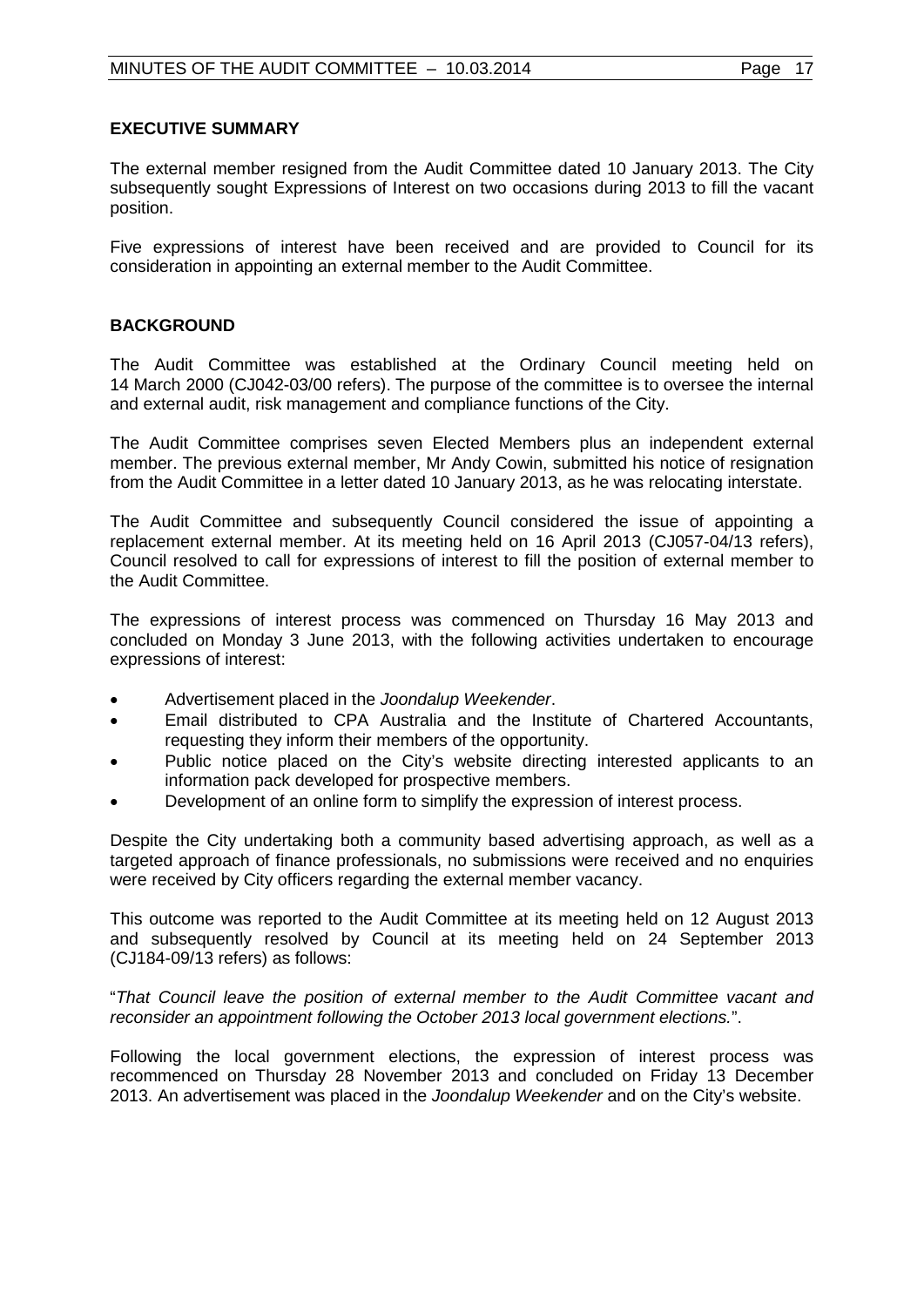## EXECUTIVE SUMMARY

The external member resigned from the Audit Committee dated 10 January 2013. The City subsequently sought Expressions of Interest on two occasions during 2013 to fill the vacant position.

Five expressions of interest have been received and are provided to Council for its consideration in appointing an external member to the Audit Committee.

## BACKGROUND

The Audit Committee was established at the Ordinary Council meeting held on 14 March 2000 (CJ042-03/00 refers). The purpose of the committee is to oversee the internal and external audit, risk management and compliance functions of the City.

The Audit Committee comprises seven Elected Members plus an independent external member. The previous external member, Mr Andy Cowin, submitted his notice of resignation from the Audit Committee in a letter dated 10 January 2013, as he was relocating interstate.

The Audit Committee and subsequently Council considered the issue of appointing a replacement external member. At its meeting held on 16 April 2013 (CJ057-04/13 refers), Council resolved to call for expressions of interest to fill the position of external member to the Audit Committee.

The expressions of interest process was commenced on Thursday 16 May 2013 and concluded on Monday 3 June 2013, with the following activities undertaken to encourage expressions of interest:

- Advertisement placed in the *Joondalup Weekender*.
- Email distributed to CPA Australia and the Institute of Chartered Accountants, requesting they inform their members of the opportunity.
- Public notice placed on the City's website directing interested applicants to an information pack developed for prospective members.
- Development of an online form to simplify the expression of interest process.

Despite the City undertaking both a community based advertising approach, as well as a targeted approach of finance professionals, no submissions were received and no enquiries were received by City officers regarding the external member vacancy.

This outcome was reported to the Audit Committee at its meeting held on 12 August 2013 and subsequently resolved by Council at its meeting held on 24 September 2013 (CJ184-09/13 refers) as follows:

"*That Council leave the position of external member to the Audit Committee vacant and reconsider an appointment following the October 2013 local government elections.*".

Following the local government elections, the expression of interest process was recommenced on Thursday 28 November 2013 and concluded on Friday 13 December 2013. An advertisement was placed in the *Joondalup Weekender* and on the City's website.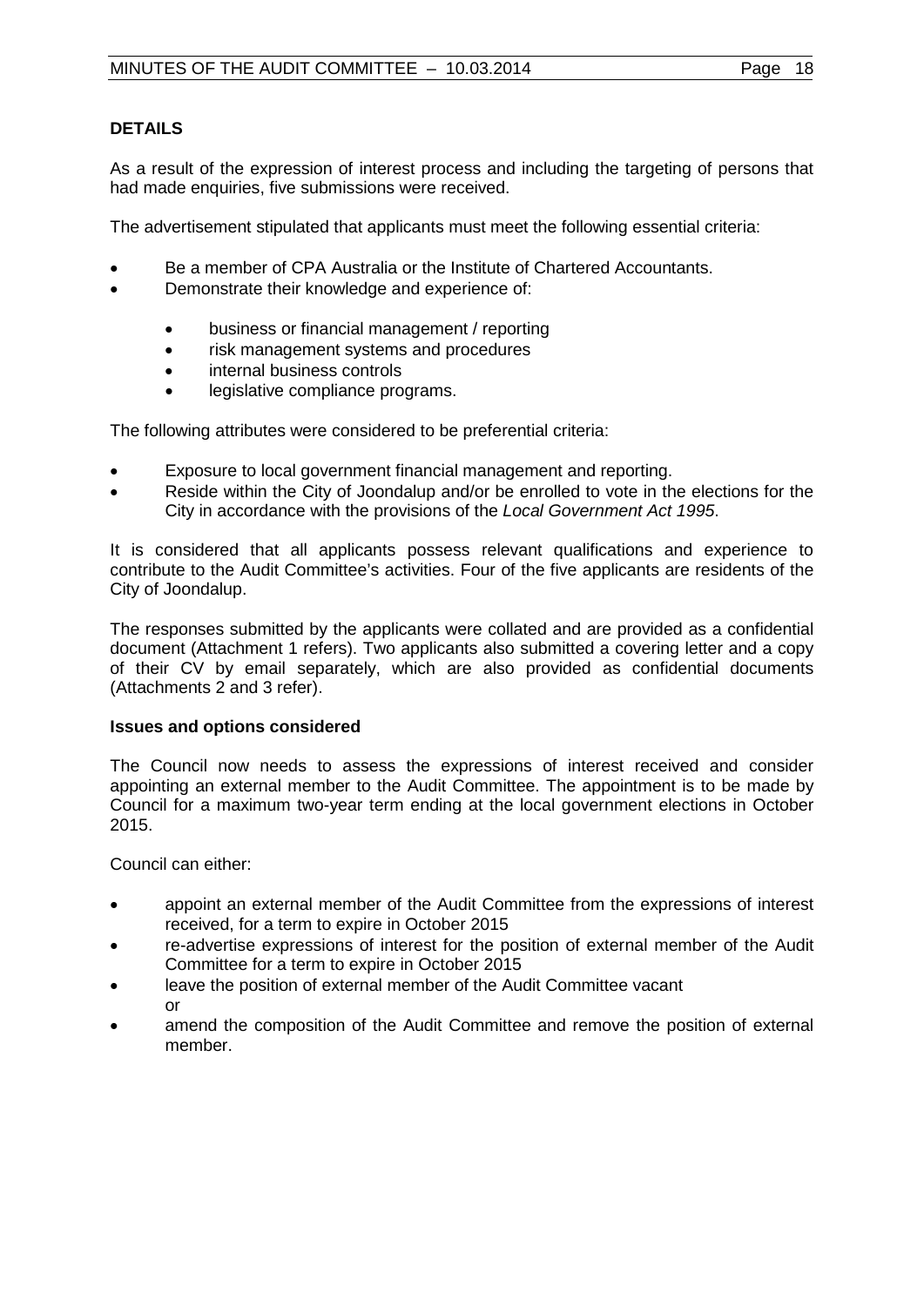**DETAILS**

As a result of the expression of interest process and including the targeting of persons that had made enquiries, five submissions were received.

The advertisement stipulated that applicants must meet the following essential criteria:

- Be a member of CPA Australia or the Institute of Chartered Accountants.
- Demonstrate their knowledge and experience of:
  - business or financial management / reporting
  - risk management systems and procedures
  - internal business controls
  - legislative compliance programs.

The following attributes were considered to be preferential criteria:

- Exposure to local government financial management and reporting.
- Reside within the City of Joondalup and/or be enrolled to vote in the elections for the City in accordance with the provisions of the *Local Government Act 1995*.

It is considered that all applicants possess relevant qualifications and experience to contribute to the Audit Committee's activities. Four of the five applicants are residents of the City of Joondalup.

The responses submitted by the applicants were collated and are provided as a confidential document (Attachment 1 refers). Two applicants also submitted a covering letter and a copy of their CV by email separately, which are also provided as confidential documents (Attachments 2 and 3 refer).

**Issues and options considered**

The Council now needs to assess the expressions of interest received and consider appointing an external member to the Audit Committee. The appointment is to be made by Council for a maximum two-year term ending at the local government elections in October 2015.

Council can either:

- appoint an external member of the Audit Committee from the expressions of interest received, for a term to expire in October 2015
- re-advertise expressions of interest for the position of external member of the Audit Committee for a term to expire in October 2015
- leave the position of external member of the Audit Committee vacant
  or
- amend the composition of the Audit Committee and remove the position of external member.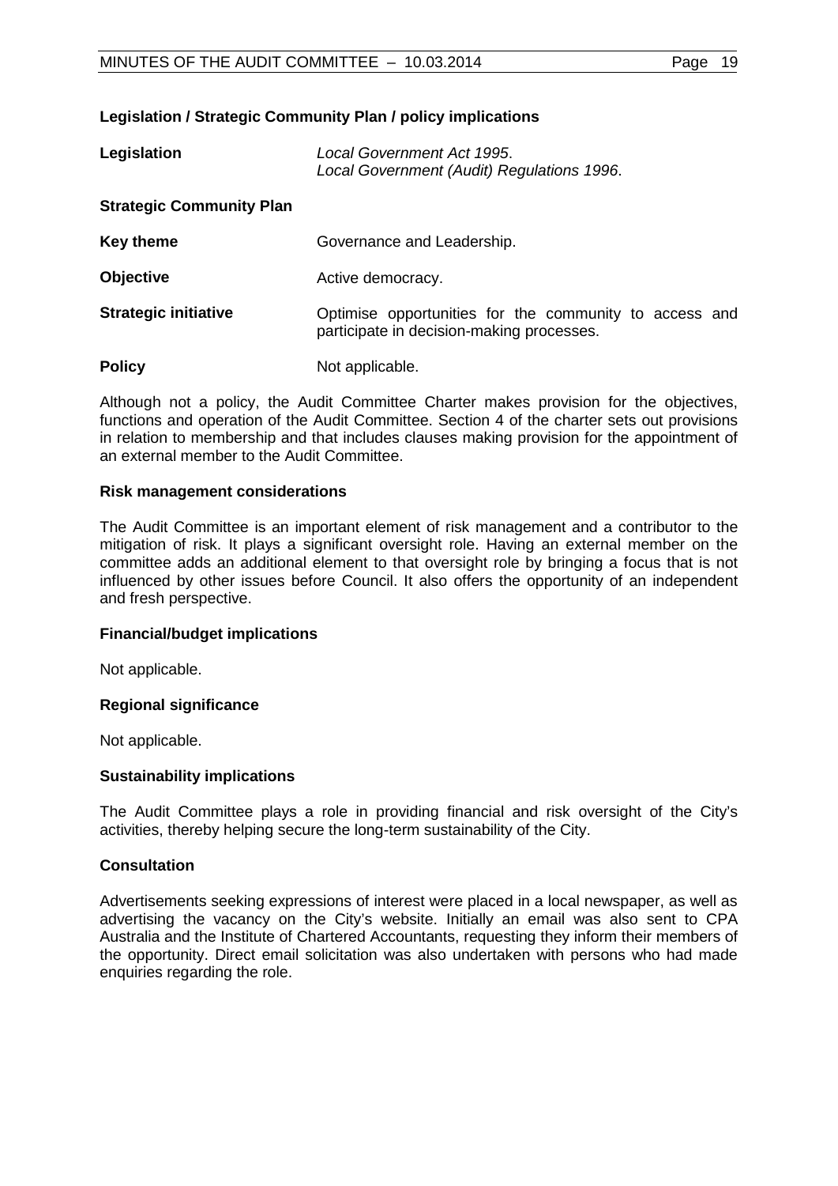**Legislation / Strategic Community Plan / policy implications**

| | |
|---|---|
| **Legislation** | *Local Government Act 1995*. *Local Government (Audit) Regulations 1996*. |
| **Strategic Community Plan** | |
| **Key theme** | Governance and Leadership. |
| **Objective** | Active democracy. |
| **Strategic initiative** | Optimise opportunities for the community to access and participate in decision-making processes. |
| **Policy** | Not applicable. |

Although not a policy, the Audit Committee Charter makes provision for the objectives, functions and operation of the Audit Committee. Section 4 of the charter sets out provisions in relation to membership and that includes clauses making provision for the appointment of an external member to the Audit Committee.

**Risk management considerations**

The Audit Committee is an important element of risk management and a contributor to the mitigation of risk. It plays a significant oversight role. Having an external member on the committee adds an additional element to that oversight role by bringing a focus that is not influenced by other issues before Council. It also offers the opportunity of an independent and fresh perspective.

**Financial/budget implications**

Not applicable.

**Regional significance**

Not applicable.

**Sustainability implications**

The Audit Committee plays a role in providing financial and risk oversight of the City's activities, thereby helping secure the long-term sustainability of the City.

**Consultation**

Advertisements seeking expressions of interest were placed in a local newspaper, as well as advertising the vacancy on the City's website. Initially an email was also sent to CPA Australia and the Institute of Chartered Accountants, requesting they inform their members of the opportunity. Direct email solicitation was also undertaken with persons who had made enquiries regarding the role.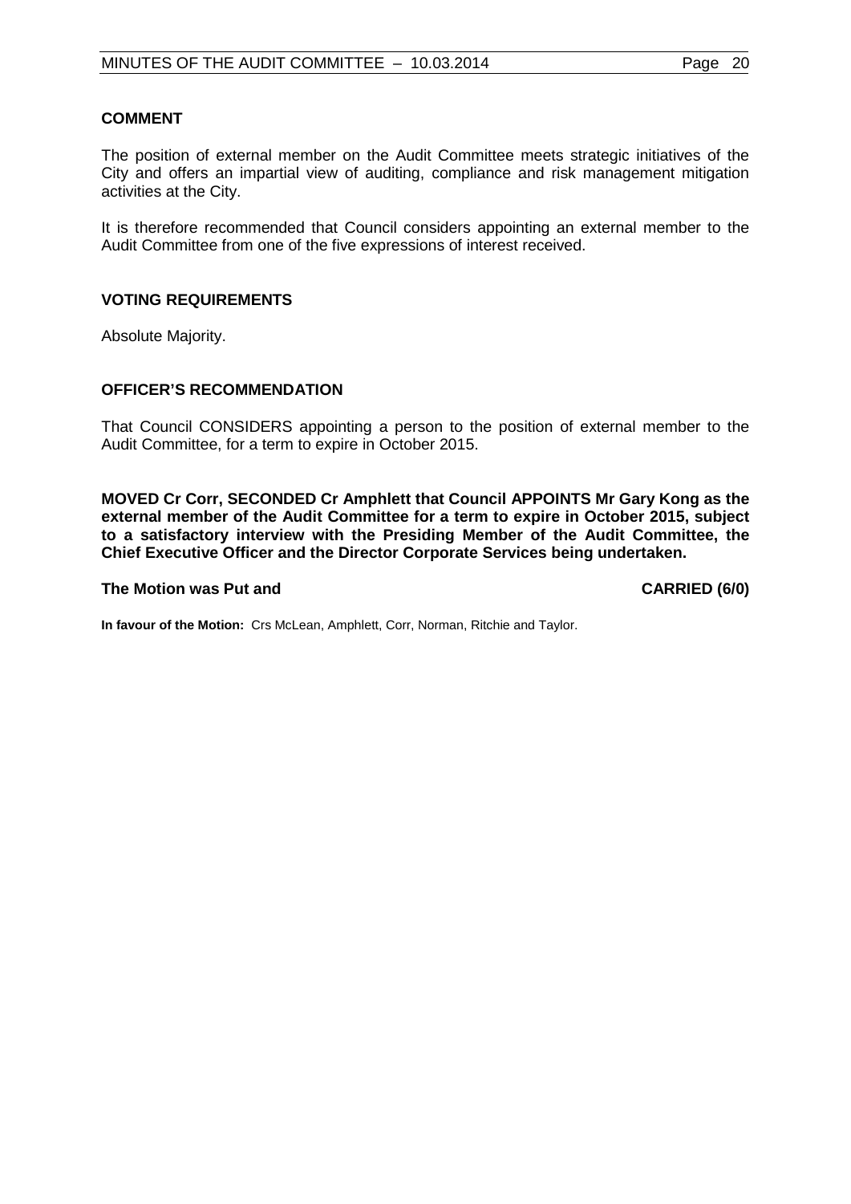### COMMENT

The position of external member on the Audit Committee meets strategic initiatives of the City and offers an impartial view of auditing, compliance and risk management mitigation activities at the City.

It is therefore recommended that Council considers appointing an external member to the Audit Committee from one of the five expressions of interest received.

### VOTING REQUIREMENTS

Absolute Majority.

### OFFICER'S RECOMMENDATION

That Council CONSIDERS appointing a person to the position of external member to the Audit Committee, for a term to expire in October 2015.

**MOVED Cr Corr, SECONDED Cr Amphlett that Council APPOINTS Mr Gary Kong as the external member of the Audit Committee for a term to expire in October 2015, subject to a satisfactory interview with the Presiding Member of the Audit Committee, the Chief Executive Officer and the Director Corporate Services being undertaken.**

**The Motion was Put and CARRIED (6/0)**

**In favour of the Motion:** Crs McLean, Amphlett, Corr, Norman, Ritchie and Taylor.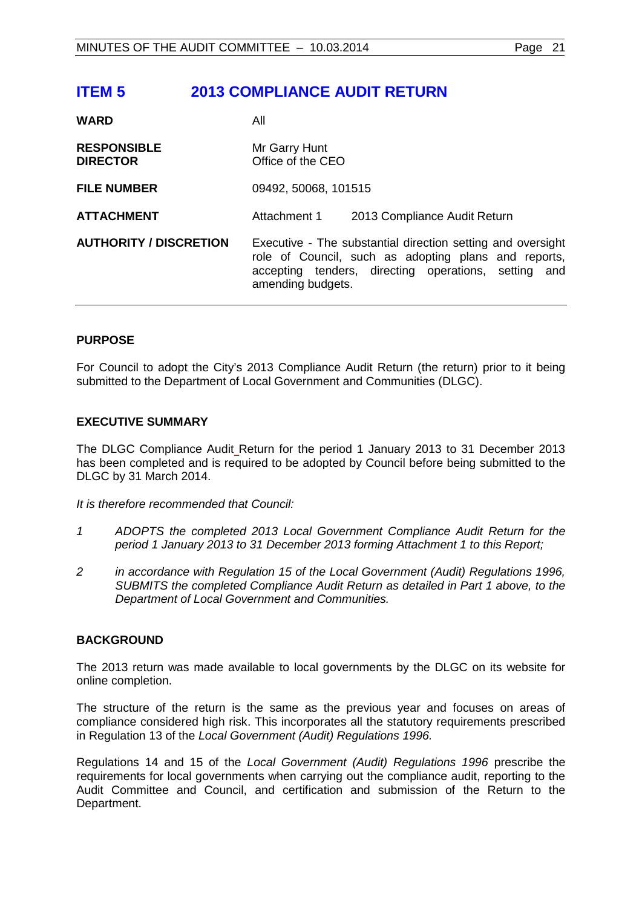## ITEM 5 2013 COMPLIANCE AUDIT RETURN

| | |
|---|---|
| **WARD** | All |
| **RESPONSIBLE DIRECTOR** | Mr Garry Hunt<br>Office of the CEO |
| **FILE NUMBER** | 09492, 50068, 101515 |
| **ATTACHMENT** | Attachment 1 2013 Compliance Audit Return |
| **AUTHORITY / DISCRETION** | Executive - The substantial direction setting and oversight role of Council, such as adopting plans and reports, accepting tenders, directing operations, setting and amending budgets. |

### PURPOSE

For Council to adopt the City's 2013 Compliance Audit Return (the return) prior to it being submitted to the Department of Local Government and Communities (DLGC).

### EXECUTIVE SUMMARY

The DLGC Compliance Audit Return for the period 1 January 2013 to 31 December 2013 has been completed and is required to be adopted by Council before being submitted to the DLGC by 31 March 2014.

*It is therefore recommended that Council:*

1. *ADOPTS the completed 2013 Local Government Compliance Audit Return for the period 1 January 2013 to 31 December 2013 forming Attachment 1 to this Report;*
2. *in accordance with Regulation 15 of the Local Government (Audit) Regulations 1996, SUBMITS the completed Compliance Audit Return as detailed in Part 1 above, to the Department of Local Government and Communities.*

### BACKGROUND

The 2013 return was made available to local governments by the DLGC on its website for online completion.

The structure of the return is the same as the previous year and focuses on areas of compliance considered high risk. This incorporates all the statutory requirements prescribed in Regulation 13 of the *Local Government (Audit) Regulations 1996.*

Regulations 14 and 15 of the *Local Government (Audit) Regulations 1996* prescribe the requirements for local governments when carrying out the compliance audit, reporting to the Audit Committee and Council, and certification and submission of the Return to the Department.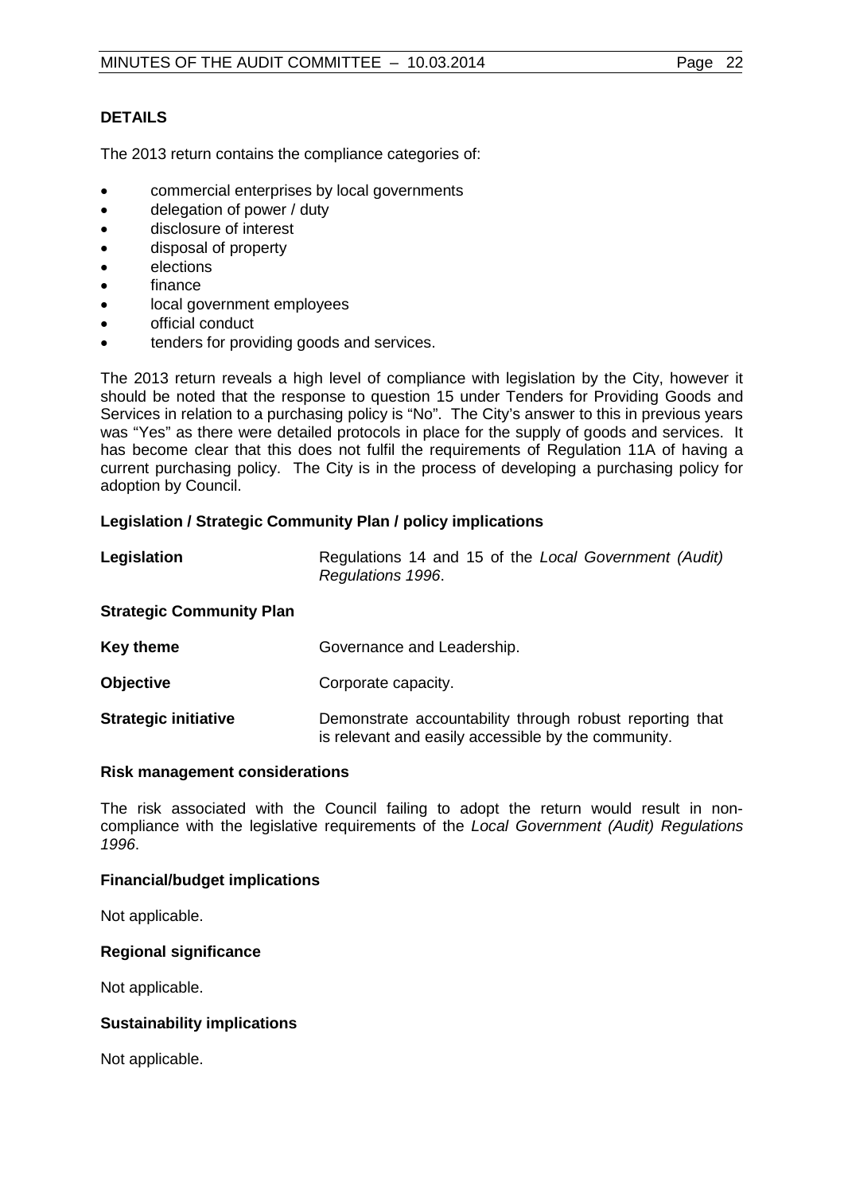**DETAILS**

The 2013 return contains the compliance categories of:

- commercial enterprises by local governments
- delegation of power / duty
- disclosure of interest
- disposal of property
- elections
- finance
- local government employees
- official conduct
- tenders for providing goods and services.

The 2013 return reveals a high level of compliance with legislation by the City, however it should be noted that the response to question 15 under Tenders for Providing Goods and Services in relation to a purchasing policy is "No". The City's answer to this in previous years was "Yes" as there were detailed protocols in place for the supply of goods and services. It has become clear that this does not fulfil the requirements of Regulation 11A of having a current purchasing policy. The City is in the process of developing a purchasing policy for adoption by Council.

**Legislation / Strategic Community Plan / policy implications**

**Legislation** Regulations 14 and 15 of the *Local Government (Audit) Regulations 1996*.

**Strategic Community Plan**

**Key theme** Governance and Leadership.

**Objective** Corporate capacity.

**Strategic initiative** Demonstrate accountability through robust reporting that is relevant and easily accessible by the community.

**Risk management considerations**

The risk associated with the Council failing to adopt the return would result in non-compliance with the legislative requirements of the *Local Government (Audit) Regulations 1996*.

**Financial/budget implications**

Not applicable.

**Regional significance**

Not applicable.

**Sustainability implications**

Not applicable.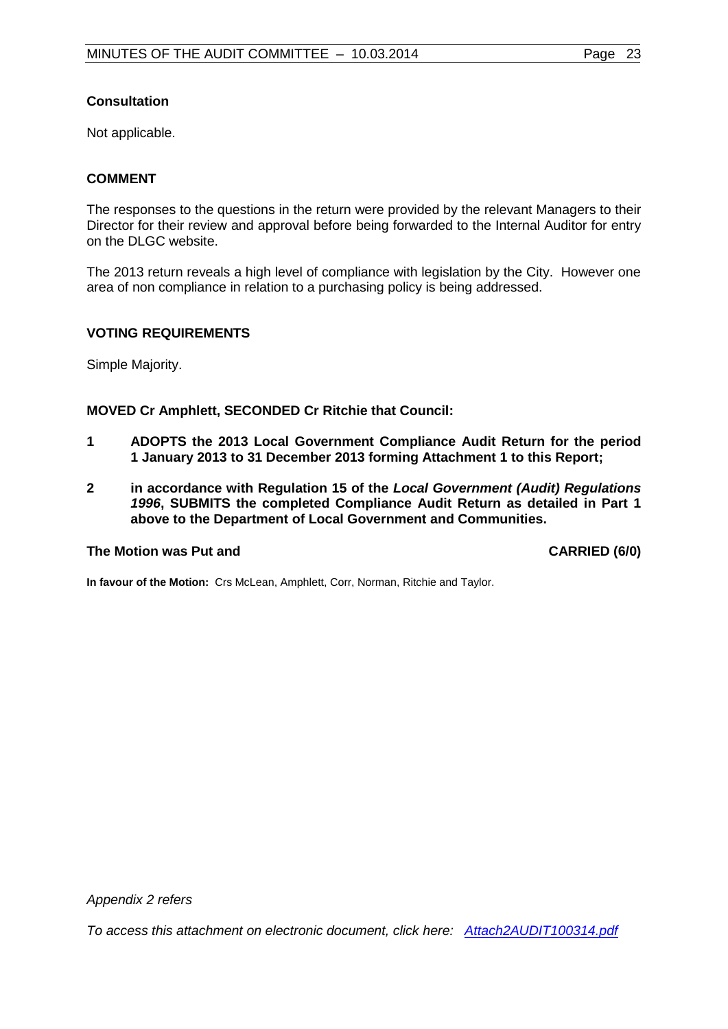**Consultation**

Not applicable.

**COMMENT**

The responses to the questions in the return were provided by the relevant Managers to their Director for their review and approval before being forwarded to the Internal Auditor for entry on the DLGC website.

The 2013 return reveals a high level of compliance with legislation by the City. However one area of non compliance in relation to a purchasing policy is being addressed.

**VOTING REQUIREMENTS**

Simple Majority.

**MOVED Cr Amphlett, SECONDED Cr Ritchie that Council:**

1. **ADOPTS the 2013 Local Government Compliance Audit Return for the period 1 January 2013 to 31 December 2013 forming Attachment 1 to this Report;**

2. **in accordance with Regulation 15 of the *Local Government (Audit) Regulations 1996*, SUBMITS the completed Compliance Audit Return as detailed in Part 1 above to the Department of Local Government and Communities.**

**The Motion was Put and CARRIED (6/0)**

**In favour of the Motion:** Crs McLean, Amphlett, Corr, Norman, Ritchie and Taylor.

*Appendix 2 refers*

*To access this attachment on electronic document, click here: Attach2AUDIT100314.pdf*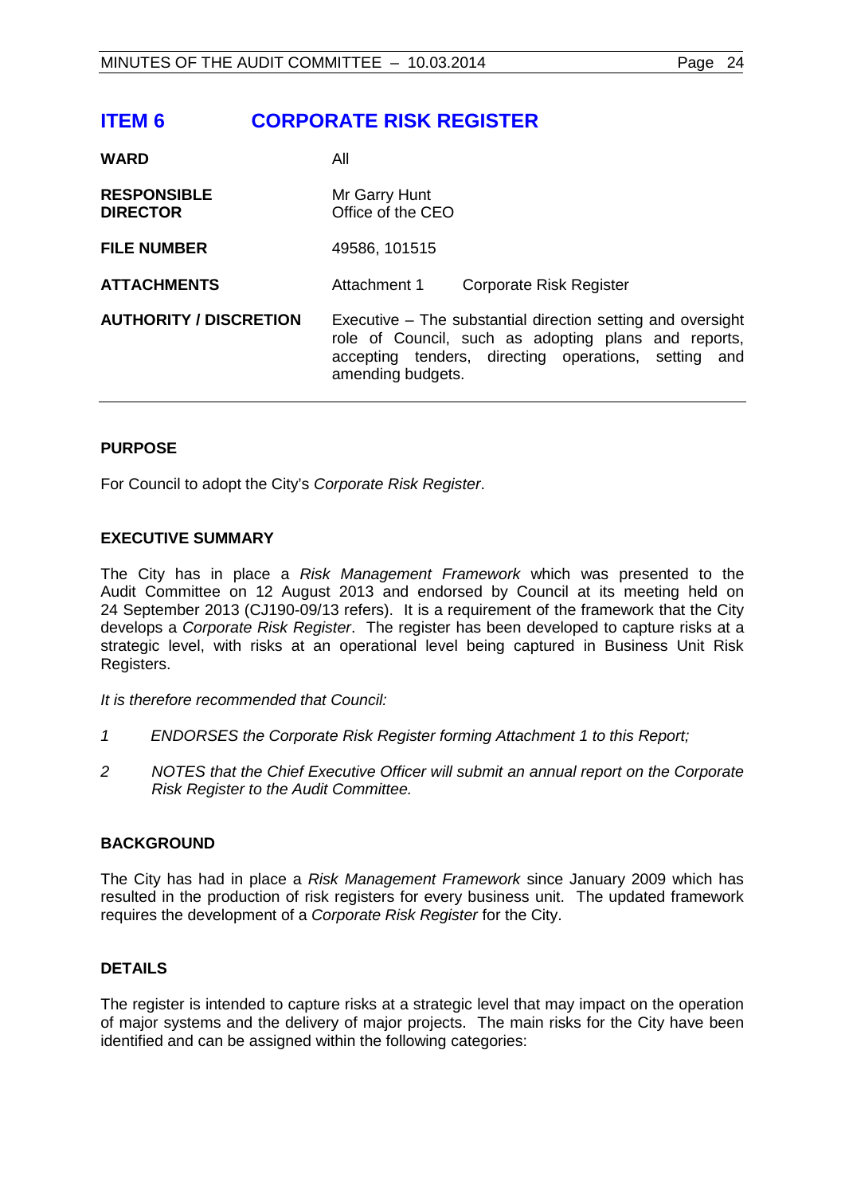## ITEM 6 CORPORATE RISK REGISTER

| | |
|---|---|
| **WARD** | All |
| **RESPONSIBLE DIRECTOR** | Mr Garry Hunt<br>Office of the CEO |
| **FILE NUMBER** | 49586, 101515 |
| **ATTACHMENTS** | Attachment 1 Corporate Risk Register |
| **AUTHORITY / DISCRETION** | Executive – The substantial direction setting and oversight role of Council, such as adopting plans and reports, accepting tenders, directing operations, setting and amending budgets. |

### PURPOSE

For Council to adopt the City's *Corporate Risk Register*.

### EXECUTIVE SUMMARY

The City has in place a *Risk Management Framework* which was presented to the Audit Committee on 12 August 2013 and endorsed by Council at its meeting held on 24 September 2013 (CJ190-09/13 refers). It is a requirement of the framework that the City develops a *Corporate Risk Register*. The register has been developed to capture risks at a strategic level, with risks at an operational level being captured in Business Unit Risk Registers.

*It is therefore recommended that Council:*

*1 ENDORSES the Corporate Risk Register forming Attachment 1 to this Report;*

*2 NOTES that the Chief Executive Officer will submit an annual report on the Corporate Risk Register to the Audit Committee.*

### BACKGROUND

The City has had in place a *Risk Management Framework* since January 2009 which has resulted in the production of risk registers for every business unit. The updated framework requires the development of a *Corporate Risk Register* for the City.

### DETAILS

The register is intended to capture risks at a strategic level that may impact on the operation of major systems and the delivery of major projects. The main risks for the City have been identified and can be assigned within the following categories: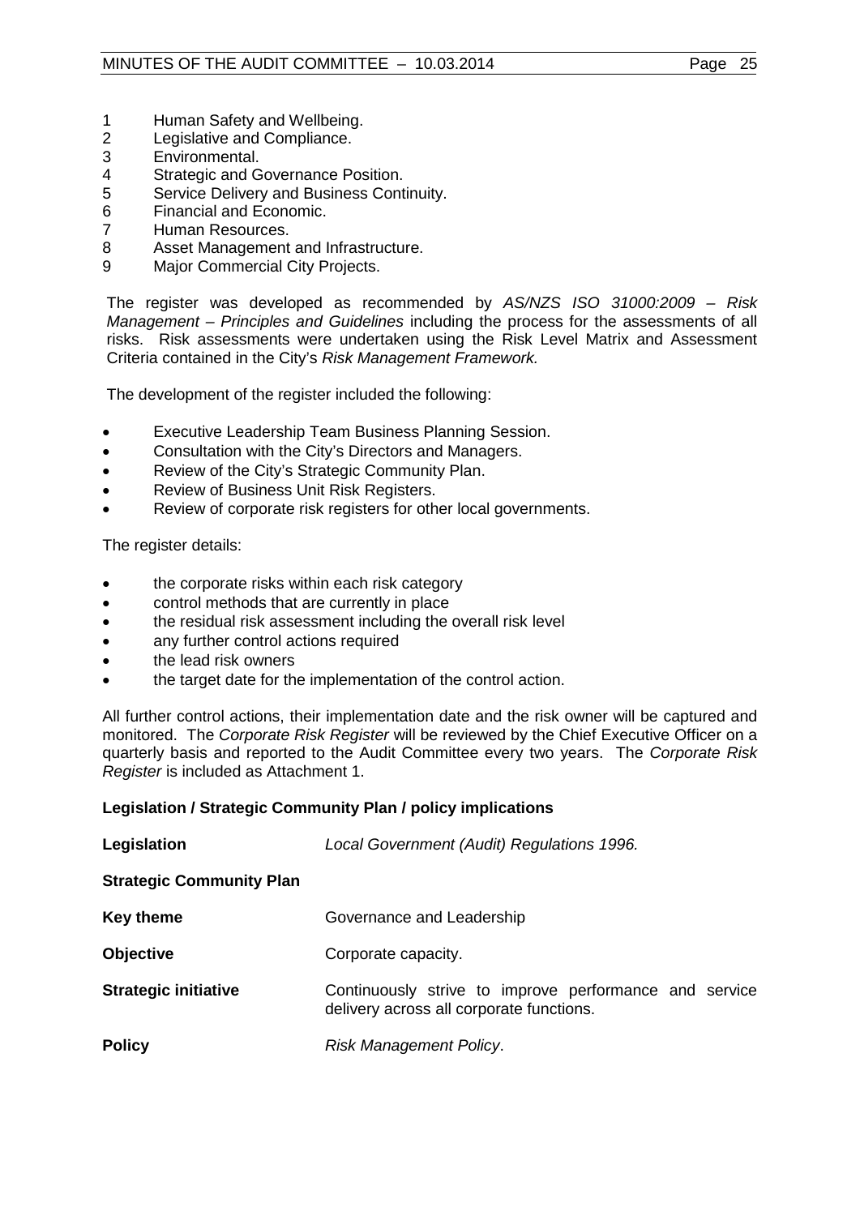1. Human Safety and Wellbeing.
2. Legislative and Compliance.
3. Environmental.
4. Strategic and Governance Position.
5. Service Delivery and Business Continuity.
6. Financial and Economic.
7. Human Resources.
8. Asset Management and Infrastructure.
9. Major Commercial City Projects.

The register was developed as recommended by *AS/NZS ISO 31000:2009 – Risk Management – Principles and Guidelines* including the process for the assessments of all risks. Risk assessments were undertaken using the Risk Level Matrix and Assessment Criteria contained in the City's *Risk Management Framework.*

The development of the register included the following:

- Executive Leadership Team Business Planning Session.
- Consultation with the City's Directors and Managers.
- Review of the City's Strategic Community Plan.
- Review of Business Unit Risk Registers.
- Review of corporate risk registers for other local governments.

The register details:

- the corporate risks within each risk category
- control methods that are currently in place
- the residual risk assessment including the overall risk level
- any further control actions required
- the lead risk owners
- the target date for the implementation of the control action.

All further control actions, their implementation date and the risk owner will be captured and monitored. The *Corporate Risk Register* will be reviewed by the Chief Executive Officer on a quarterly basis and reported to the Audit Committee every two years. The *Corporate Risk Register* is included as Attachment 1.

**Legislation / Strategic Community Plan / policy implications**

| | |
|---|---|
| **Legislation** | *Local Government (Audit) Regulations 1996.* |
| **Strategic Community Plan** | |
| **Key theme** | Governance and Leadership |
| **Objective** | Corporate capacity. |
| **Strategic initiative** | Continuously strive to improve performance and service delivery across all corporate functions. |
| **Policy** | *Risk Management Policy*. |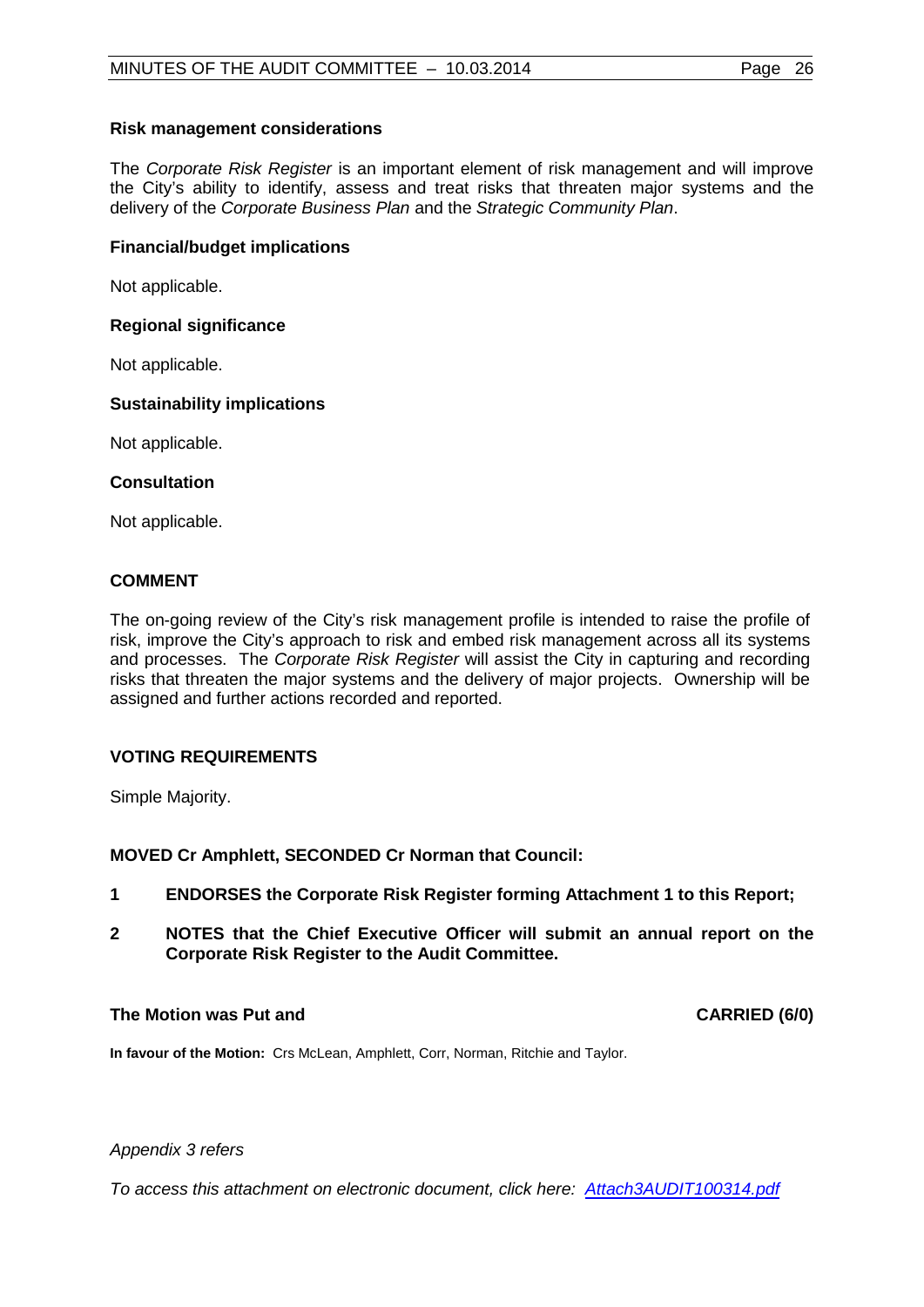**Risk management considerations**

The *Corporate Risk Register* is an important element of risk management and will improve the City's ability to identify, assess and treat risks that threaten major systems and the delivery of the *Corporate Business Plan* and the *Strategic Community Plan*.

**Financial/budget implications**

Not applicable.

**Regional significance**

Not applicable.

**Sustainability implications**

Not applicable.

**Consultation**

Not applicable.

## COMMENT

The on-going review of the City's risk management profile is intended to raise the profile of risk, improve the City's approach to risk and embed risk management across all its systems and processes. The *Corporate Risk Register* will assist the City in capturing and recording risks that threaten the major systems and the delivery of major projects. Ownership will be assigned and further actions recorded and reported.

## VOTING REQUIREMENTS

Simple Majority.

**MOVED Cr Amphlett, SECONDED Cr Norman that Council:**

1. **ENDORSES the Corporate Risk Register forming Attachment 1 to this Report;**
2. **NOTES that the Chief Executive Officer will submit an annual report on the Corporate Risk Register to the Audit Committee.**

**The Motion was Put and CARRIED (6/0)**

**In favour of the Motion:** Crs McLean, Amphlett, Corr, Norman, Ritchie and Taylor.

*Appendix 3 refers*

*To access this attachment on electronic document, click here: Attach3AUDIT100314.pdf*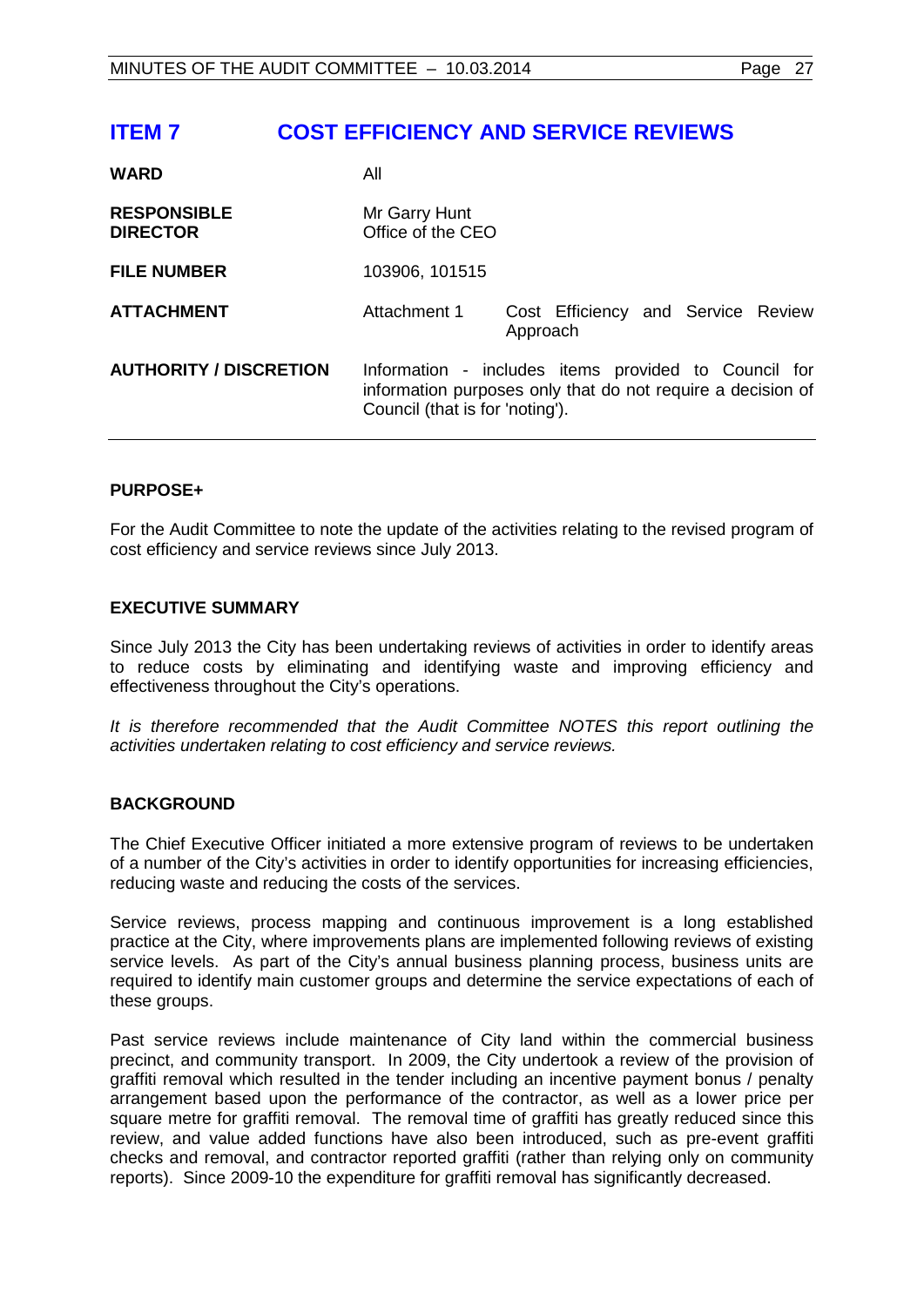# ITEM 7 COST EFFICIENCY AND SERVICE REVIEWS

| | | |
|---|---|---|
| **WARD** | All | |
| **RESPONSIBLE DIRECTOR** | Mr Garry Hunt<br>Office of the CEO | |
| **FILE NUMBER** | 103906, 101515 | |
| **ATTACHMENT** | Attachment 1 | Cost Efficiency and Service Review Approach |
| **AUTHORITY / DISCRETION** | Information - includes items provided to Council for information purposes only that do not require a decision of Council (that is for 'noting'). | |

## PURPOSE+

For the Audit Committee to note the update of the activities relating to the revised program of cost efficiency and service reviews since July 2013.

## EXECUTIVE SUMMARY

Since July 2013 the City has been undertaking reviews of activities in order to identify areas to reduce costs by eliminating and identifying waste and improving efficiency and effectiveness throughout the City's operations.

*It is therefore recommended that the Audit Committee NOTES this report outlining the activities undertaken relating to cost efficiency and service reviews.*

## BACKGROUND

The Chief Executive Officer initiated a more extensive program of reviews to be undertaken of a number of the City's activities in order to identify opportunities for increasing efficiencies, reducing waste and reducing the costs of the services.

Service reviews, process mapping and continuous improvement is a long established practice at the City, where improvements plans are implemented following reviews of existing service levels. As part of the City's annual business planning process, business units are required to identify main customer groups and determine the service expectations of each of these groups.

Past service reviews include maintenance of City land within the commercial business precinct, and community transport. In 2009, the City undertook a review of the provision of graffiti removal which resulted in the tender including an incentive payment bonus / penalty arrangement based upon the performance of the contractor, as well as a lower price per square metre for graffiti removal. The removal time of graffiti has greatly reduced since this review, and value added functions have also been introduced, such as pre-event graffiti checks and removal, and contractor reported graffiti (rather than relying only on community reports). Since 2009-10 the expenditure for graffiti removal has significantly decreased.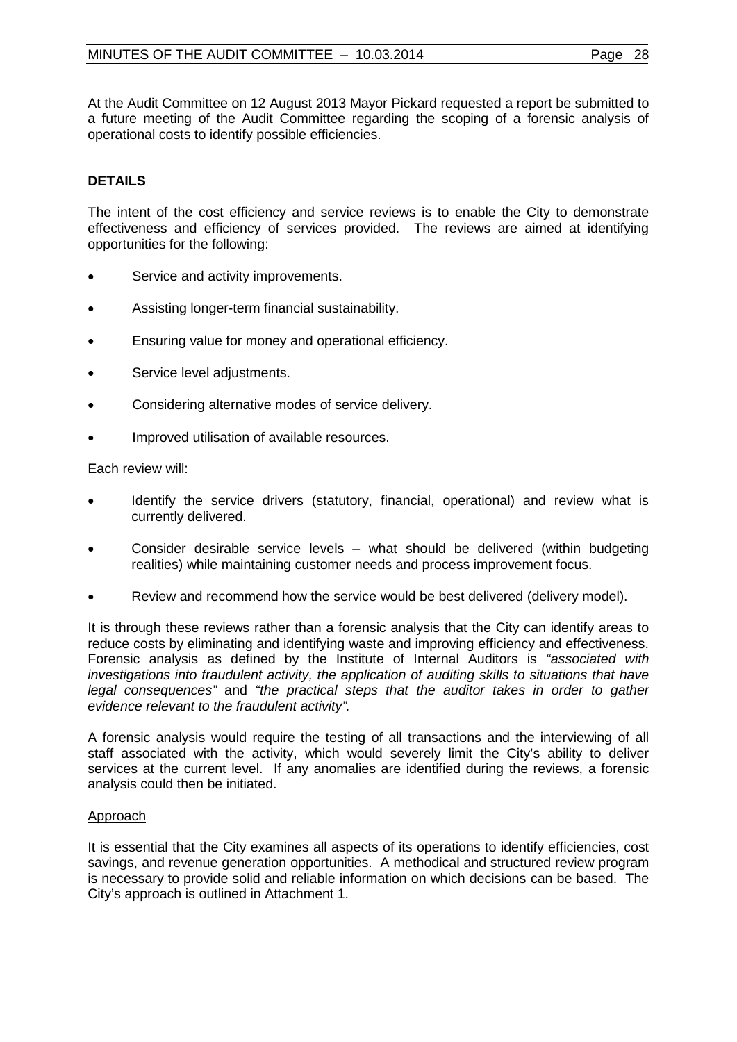At the Audit Committee on 12 August 2013 Mayor Pickard requested a report be submitted to a future meeting of the Audit Committee regarding the scoping of a forensic analysis of operational costs to identify possible efficiencies.

**DETAILS**

The intent of the cost efficiency and service reviews is to enable the City to demonstrate effectiveness and efficiency of services provided. The reviews are aimed at identifying opportunities for the following:

- Service and activity improvements.
- Assisting longer-term financial sustainability.
- Ensuring value for money and operational efficiency.
- Service level adjustments.
- Considering alternative modes of service delivery.
- Improved utilisation of available resources.

Each review will:

- Identify the service drivers (statutory, financial, operational) and review what is currently delivered.
- Consider desirable service levels – what should be delivered (within budgeting realities) while maintaining customer needs and process improvement focus.
- Review and recommend how the service would be best delivered (delivery model).

It is through these reviews rather than a forensic analysis that the City can identify areas to reduce costs by eliminating and identifying waste and improving efficiency and effectiveness. Forensic analysis as defined by the Institute of Internal Auditors is *"associated with investigations into fraudulent activity, the application of auditing skills to situations that have legal consequences"* and *"the practical steps that the auditor takes in order to gather evidence relevant to the fraudulent activity".*

A forensic analysis would require the testing of all transactions and the interviewing of all staff associated with the activity, which would severely limit the City's ability to deliver services at the current level. If any anomalies are identified during the reviews, a forensic analysis could then be initiated.

<u>Approach</u>

It is essential that the City examines all aspects of its operations to identify efficiencies, cost savings, and revenue generation opportunities. A methodical and structured review program is necessary to provide solid and reliable information on which decisions can be based. The City's approach is outlined in Attachment 1.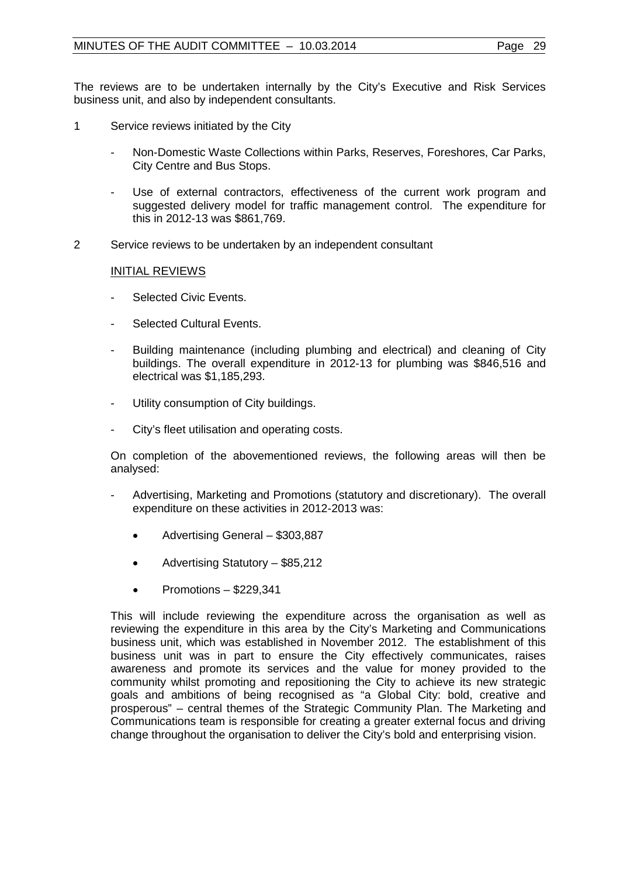The reviews are to be undertaken internally by the City's Executive and Risk Services business unit, and also by independent consultants.

1 Service reviews initiated by the City

   - Non-Domestic Waste Collections within Parks, Reserves, Foreshores, Car Parks, City Centre and Bus Stops.

   - Use of external contractors, effectiveness of the current work program and suggested delivery model for traffic management control. The expenditure for this in 2012-13 was $861,769.

2 Service reviews to be undertaken by an independent consultant

   <u>INITIAL REVIEWS</u>

   - Selected Civic Events.

   - Selected Cultural Events.

   - Building maintenance (including plumbing and electrical) and cleaning of City buildings. The overall expenditure in 2012-13 for plumbing was $846,516 and electrical was $1,185,293.

   - Utility consumption of City buildings.

   - City's fleet utilisation and operating costs.

   On completion of the abovementioned reviews, the following areas will then be analysed:

   - Advertising, Marketing and Promotions (statutory and discretionary). The overall expenditure on these activities in 2012-2013 was:

     - Advertising General – $303,887

     - Advertising Statutory – $85,212

     - Promotions – $229,341

   This will include reviewing the expenditure across the organisation as well as reviewing the expenditure in this area by the City's Marketing and Communications business unit, which was established in November 2012. The establishment of this business unit was in part to ensure the City effectively communicates, raises awareness and promote its services and the value for money provided to the community whilst promoting and repositioning the City to achieve its new strategic goals and ambitions of being recognised as "a Global City: bold, creative and prosperous" – central themes of the Strategic Community Plan. The Marketing and Communications team is responsible for creating a greater external focus and driving change throughout the organisation to deliver the City's bold and enterprising vision.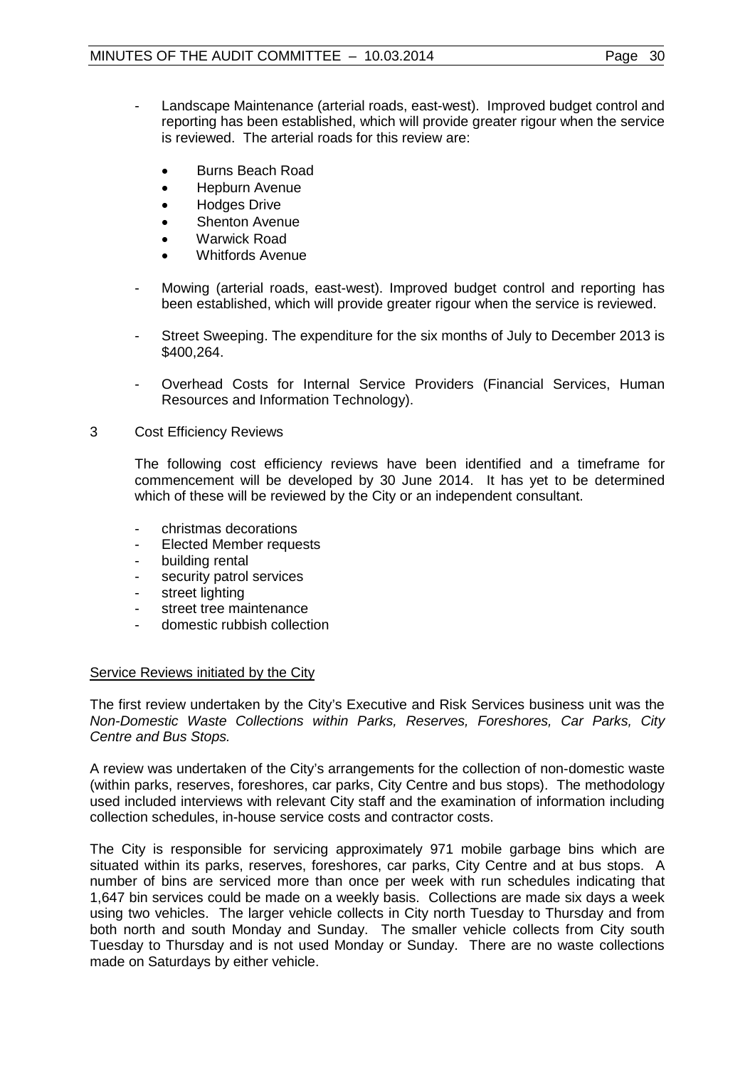- Landscape Maintenance (arterial roads, east-west). Improved budget control and reporting has been established, which will provide greater rigour when the service is reviewed. The arterial roads for this review are:

  - Burns Beach Road
  - Hepburn Avenue
  - Hodges Drive
  - Shenton Avenue
  - Warwick Road
  - Whitfords Avenue

- Mowing (arterial roads, east-west). Improved budget control and reporting has been established, which will provide greater rigour when the service is reviewed.

- Street Sweeping. The expenditure for the six months of July to December 2013 is $400,264.

- Overhead Costs for Internal Service Providers (Financial Services, Human Resources and Information Technology).

3 Cost Efficiency Reviews

The following cost efficiency reviews have been identified and a timeframe for commencement will be developed by 30 June 2014. It has yet to be determined which of these will be reviewed by the City or an independent consultant.

- christmas decorations
- Elected Member requests
- building rental
- security patrol services
- street lighting
- street tree maintenance
- domestic rubbish collection

Service Reviews initiated by the City

The first review undertaken by the City's Executive and Risk Services business unit was the *Non-Domestic Waste Collections within Parks, Reserves, Foreshores, Car Parks, City Centre and Bus Stops.*

A review was undertaken of the City's arrangements for the collection of non-domestic waste (within parks, reserves, foreshores, car parks, City Centre and bus stops). The methodology used included interviews with relevant City staff and the examination of information including collection schedules, in-house service costs and contractor costs.

The City is responsible for servicing approximately 971 mobile garbage bins which are situated within its parks, reserves, foreshores, car parks, City Centre and at bus stops. A number of bins are serviced more than once per week with run schedules indicating that 1,647 bin services could be made on a weekly basis. Collections are made six days a week using two vehicles. The larger vehicle collects in City north Tuesday to Thursday and from both north and south Monday and Sunday. The smaller vehicle collects from City south Tuesday to Thursday and is not used Monday or Sunday. There are no waste collections made on Saturdays by either vehicle.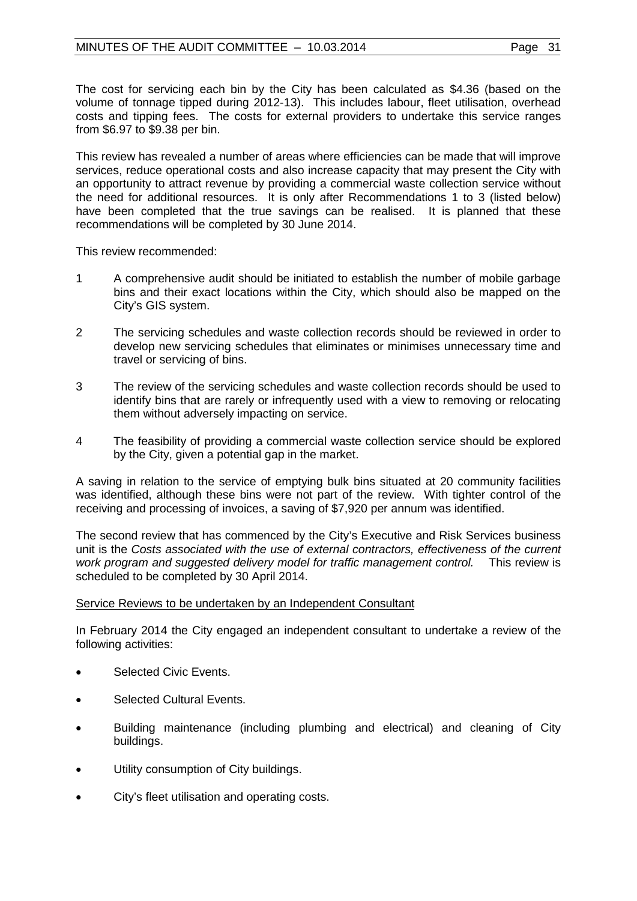The cost for servicing each bin by the City has been calculated as $4.36 (based on the volume of tonnage tipped during 2012-13). This includes labour, fleet utilisation, overhead costs and tipping fees. The costs for external providers to undertake this service ranges from $6.97 to $9.38 per bin.

This review has revealed a number of areas where efficiencies can be made that will improve services, reduce operational costs and also increase capacity that may present the City with an opportunity to attract revenue by providing a commercial waste collection service without the need for additional resources. It is only after Recommendations 1 to 3 (listed below) have been completed that the true savings can be realised. It is planned that these recommendations will be completed by 30 June 2014.

This review recommended:

1. A comprehensive audit should be initiated to establish the number of mobile garbage bins and their exact locations within the City, which should also be mapped on the City's GIS system.
2. The servicing schedules and waste collection records should be reviewed in order to develop new servicing schedules that eliminates or minimises unnecessary time and travel or servicing of bins.
3. The review of the servicing schedules and waste collection records should be used to identify bins that are rarely or infrequently used with a view to removing or relocating them without adversely impacting on service.
4. The feasibility of providing a commercial waste collection service should be explored by the City, given a potential gap in the market.

A saving in relation to the service of emptying bulk bins situated at 20 community facilities was identified, although these bins were not part of the review. With tighter control of the receiving and processing of invoices, a saving of $7,920 per annum was identified.

The second review that has commenced by the City's Executive and Risk Services business unit is the *Costs associated with the use of external contractors, effectiveness of the current work program and suggested delivery model for traffic management control.* This review is scheduled to be completed by 30 April 2014.

Service Reviews to be undertaken by an Independent Consultant

In February 2014 the City engaged an independent consultant to undertake a review of the following activities:

- Selected Civic Events.
- Selected Cultural Events.
- Building maintenance (including plumbing and electrical) and cleaning of City buildings.
- Utility consumption of City buildings.
- City's fleet utilisation and operating costs.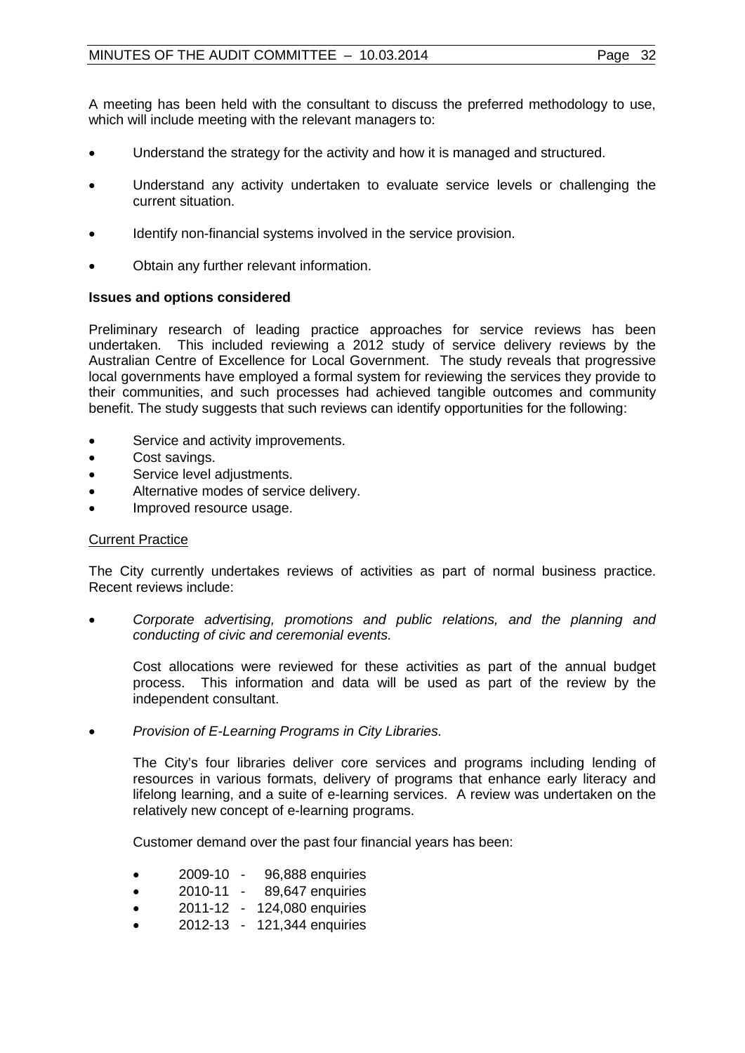A meeting has been held with the consultant to discuss the preferred methodology to use, which will include meeting with the relevant managers to:

- Understand the strategy for the activity and how it is managed and structured.
- Understand any activity undertaken to evaluate service levels or challenging the current situation.
- Identify non-financial systems involved in the service provision.
- Obtain any further relevant information.

**Issues and options considered**

Preliminary research of leading practice approaches for service reviews has been undertaken. This included reviewing a 2012 study of service delivery reviews by the Australian Centre of Excellence for Local Government. The study reveals that progressive local governments have employed a formal system for reviewing the services they provide to their communities, and such processes had achieved tangible outcomes and community benefit. The study suggests that such reviews can identify opportunities for the following:

- Service and activity improvements.
- Cost savings.
- Service level adjustments.
- Alternative modes of service delivery.
- Improved resource usage.

<u>Current Practice</u>

The City currently undertakes reviews of activities as part of normal business practice. Recent reviews include:

- *Corporate advertising, promotions and public relations, and the planning and conducting of civic and ceremonial events.*

  Cost allocations were reviewed for these activities as part of the annual budget process. This information and data will be used as part of the review by the independent consultant.

- *Provision of E-Learning Programs in City Libraries.*

  The City's four libraries deliver core services and programs including lending of resources in various formats, delivery of programs that enhance early literacy and lifelong learning, and a suite of e-learning services. A review was undertaken on the relatively new concept of e-learning programs.

  Customer demand over the past four financial years has been:

  - 2009-10 - 96,888 enquiries
  - 2010-11 - 89,647 enquiries
  - 2011-12 - 124,080 enquiries
  - 2012-13 - 121,344 enquiries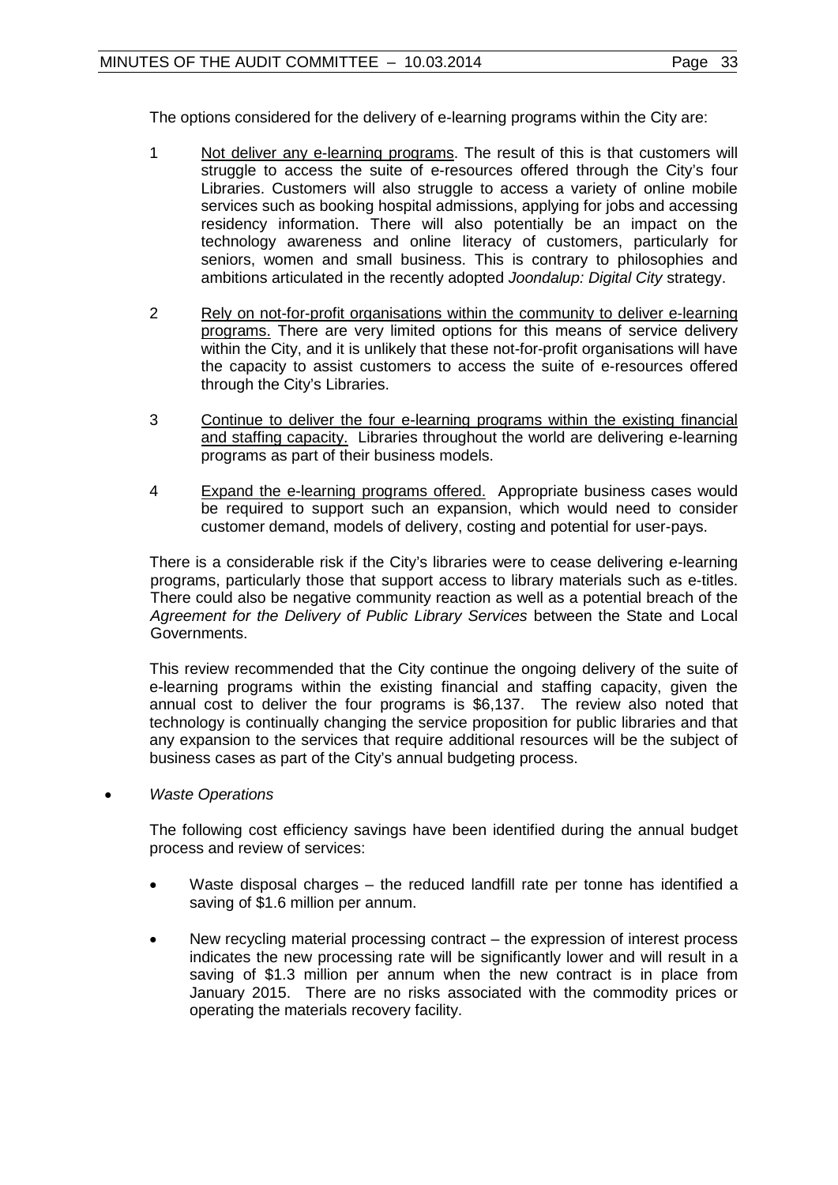The options considered for the delivery of e-learning programs within the City are:

1. Not deliver any e-learning programs. The result of this is that customers will struggle to access the suite of e-resources offered through the City's four Libraries. Customers will also struggle to access a variety of online mobile services such as booking hospital admissions, applying for jobs and accessing residency information. There will also potentially be an impact on the technology awareness and online literacy of customers, particularly for seniors, women and small business. This is contrary to philosophies and ambitions articulated in the recently adopted *Joondalup: Digital City* strategy.

2. Rely on not-for-profit organisations within the community to deliver e-learning programs. There are very limited options for this means of service delivery within the City, and it is unlikely that these not-for-profit organisations will have the capacity to assist customers to access the suite of e-resources offered through the City's Libraries.

3. Continue to deliver the four e-learning programs within the existing financial and staffing capacity. Libraries throughout the world are delivering e-learning programs as part of their business models.

4. Expand the e-learning programs offered. Appropriate business cases would be required to support such an expansion, which would need to consider customer demand, models of delivery, costing and potential for user-pays.

There is a considerable risk if the City's libraries were to cease delivering e-learning programs, particularly those that support access to library materials such as e-titles. There could also be negative community reaction as well as a potential breach of the *Agreement for the Delivery of Public Library Services* between the State and Local Governments.

This review recommended that the City continue the ongoing delivery of the suite of e-learning programs within the existing financial and staffing capacity, given the annual cost to deliver the four programs is $6,137. The review also noted that technology is continually changing the service proposition for public libraries and that any expansion to the services that require additional resources will be the subject of business cases as part of the City's annual budgeting process.

- *Waste Operations*

  The following cost efficiency savings have been identified during the annual budget process and review of services:

  - Waste disposal charges – the reduced landfill rate per tonne has identified a saving of $1.6 million per annum.

  - New recycling material processing contract – the expression of interest process indicates the new processing rate will be significantly lower and will result in a saving of $1.3 million per annum when the new contract is in place from January 2015. There are no risks associated with the commodity prices or operating the materials recovery facility.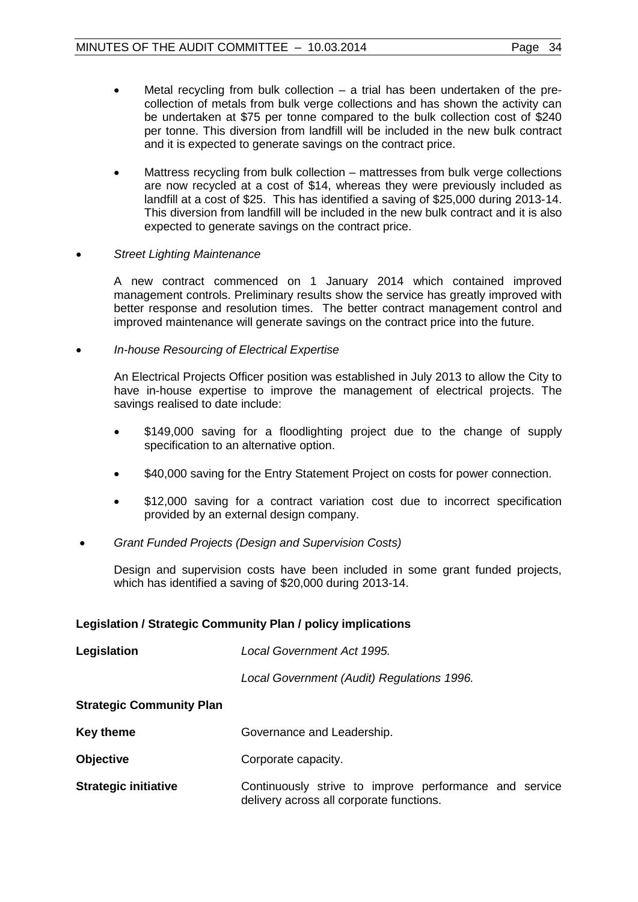- Metal recycling from bulk collection – a trial has been undertaken of the pre-collection of metals from bulk verge collections and has shown the activity can be undertaken at $75 per tonne compared to the bulk collection cost of $240 per tonne. This diversion from landfill will be included in the new bulk contract and it is expected to generate savings on the contract price.

- Mattress recycling from bulk collection – mattresses from bulk verge collections are now recycled at a cost of $14, whereas they were previously included as landfill at a cost of $25. This has identified a saving of $25,000 during 2013-14. This diversion from landfill will be included in the new bulk contract and it is also expected to generate savings on the contract price.

- *Street Lighting Maintenance*

  A new contract commenced on 1 January 2014 which contained improved management controls. Preliminary results show the service has greatly improved with better response and resolution times. The better contract management control and improved maintenance will generate savings on the contract price into the future.

- *In-house Resourcing of Electrical Expertise*

  An Electrical Projects Officer position was established in July 2013 to allow the City to have in-house expertise to improve the management of electrical projects. The savings realised to date include:

  - $149,000 saving for a floodlighting project due to the change of supply specification to an alternative option.
  - $40,000 saving for the Entry Statement Project on costs for power connection.
  - $12,000 saving for a contract variation cost due to incorrect specification provided by an external design company.

- *Grant Funded Projects (Design and Supervision Costs)*

  Design and supervision costs have been included in some grant funded projects, which has identified a saving of $20,000 during 2013-14.

**Legislation / Strategic Community Plan / policy implications**

**Legislation** *Local Government Act 1995.*

*Local Government (Audit) Regulations 1996.*

**Strategic Community Plan**

**Key theme** Governance and Leadership.

**Objective** Corporate capacity.

**Strategic initiative** Continuously strive to improve performance and service delivery across all corporate functions.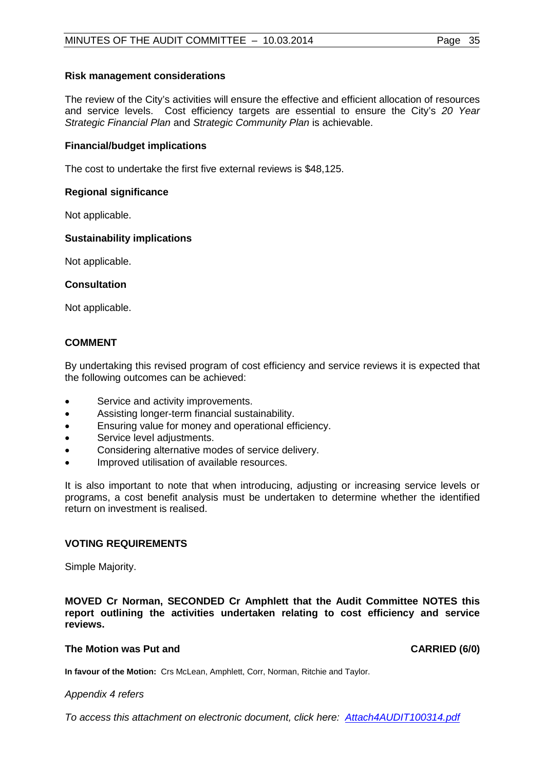**Risk management considerations**

The review of the City's activities will ensure the effective and efficient allocation of resources and service levels. Cost efficiency targets are essential to ensure the City's *20 Year Strategic Financial Plan* and *Strategic Community Plan* is achievable.

**Financial/budget implications**

The cost to undertake the first five external reviews is $48,125.

**Regional significance**

Not applicable.

**Sustainability implications**

Not applicable.

**Consultation**

Not applicable.

## COMMENT

By undertaking this revised program of cost efficiency and service reviews it is expected that the following outcomes can be achieved:

- Service and activity improvements.
- Assisting longer-term financial sustainability.
- Ensuring value for money and operational efficiency.
- Service level adjustments.
- Considering alternative modes of service delivery.
- Improved utilisation of available resources.

It is also important to note that when introducing, adjusting or increasing service levels or programs, a cost benefit analysis must be undertaken to determine whether the identified return on investment is realised.

## VOTING REQUIREMENTS

Simple Majority.

**MOVED Cr Norman, SECONDED Cr Amphlett that the Audit Committee NOTES this report outlining the activities undertaken relating to cost efficiency and service reviews.**

**The Motion was Put and CARRIED (6/0)**

**In favour of the Motion:** Crs McLean, Amphlett, Corr, Norman, Ritchie and Taylor.

*Appendix 4 refers*

*To access this attachment on electronic document, click here: Attach4AUDIT100314.pdf*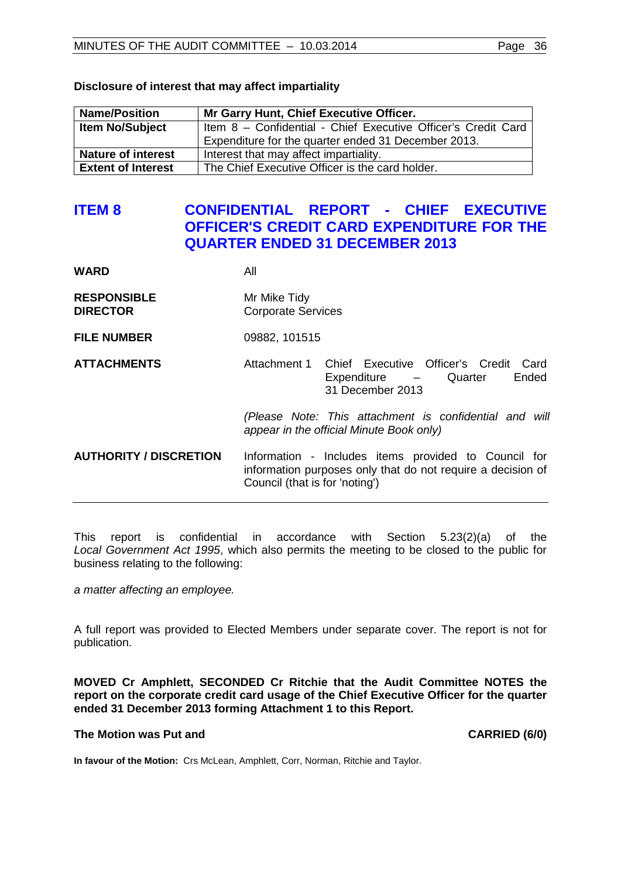**Disclosure of interest that may affect impartiality**

| **Name/Position** | **Mr Garry Hunt, Chief Executive Officer.** |
|---|---|
| **Item No/Subject** | Item 8 – Confidential - Chief Executive Officer's Credit Card Expenditure for the quarter ended 31 December 2013. |
| **Nature of interest** | Interest that may affect impartiality. |
| **Extent of Interest** | The Chief Executive Officer is the card holder. |

## ITEM 8 CONFIDENTIAL REPORT - CHIEF EXECUTIVE OFFICER'S CREDIT CARD EXPENDITURE FOR THE QUARTER ENDED 31 DECEMBER 2013

| | |
|---|---|
| **WARD** | All |
| **RESPONSIBLE DIRECTOR** | Mr Mike Tidy<br>Corporate Services |
| **FILE NUMBER** | 09882, 101515 |
| **ATTACHMENTS** | Attachment 1 Chief Executive Officer's Credit Card Expenditure – Quarter Ended 31 December 2013<br><br>*(Please Note: This attachment is confidential and will appear in the official Minute Book only)* |
| **AUTHORITY / DISCRETION** | Information - Includes items provided to Council for information purposes only that do not require a decision of Council (that is for 'noting') |

This report is confidential in accordance with Section 5.23(2)(a) of the *Local Government Act 1995*, which also permits the meeting to be closed to the public for business relating to the following:

*a matter affecting an employee.*

A full report was provided to Elected Members under separate cover. The report is not for publication.

**MOVED Cr Amphlett, SECONDED Cr Ritchie that the Audit Committee NOTES the report on the corporate credit card usage of the Chief Executive Officer for the quarter ended 31 December 2013 forming Attachment 1 to this Report.**

**The Motion was Put and CARRIED (6/0)**

**In favour of the Motion:** Crs McLean, Amphlett, Corr, Norman, Ritchie and Taylor.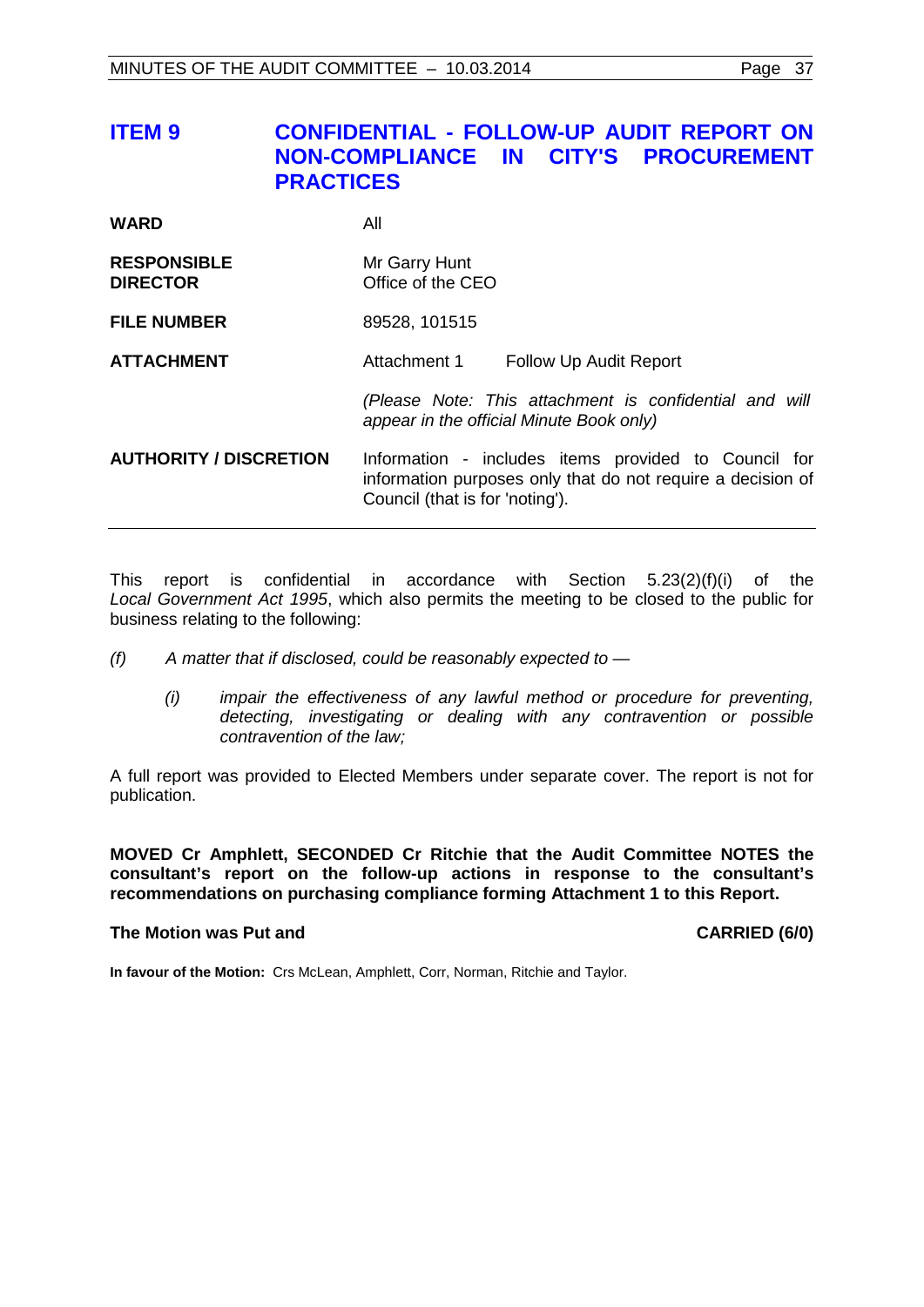# ITEM 9 CONFIDENTIAL - FOLLOW-UP AUDIT REPORT ON NON-COMPLIANCE IN CITY'S PROCUREMENT PRACTICES

| | |
|---|---|
| **WARD** | All |
| **RESPONSIBLE DIRECTOR** | Mr Garry Hunt<br>Office of the CEO |
| **FILE NUMBER** | 89528, 101515 |
| **ATTACHMENT** | Attachment 1 Follow Up Audit Report<br><br>*(Please Note: This attachment is confidential and will appear in the official Minute Book only)* |
| **AUTHORITY / DISCRETION** | Information - includes items provided to Council for information purposes only that do not require a decision of Council (that is for 'noting'). |

This report is confidential in accordance with Section 5.23(2)(f)(i) of the *Local Government Act 1995*, which also permits the meeting to be closed to the public for business relating to the following:

*(f) A matter that if disclosed, could be reasonably expected to —*

*(i) impair the effectiveness of any lawful method or procedure for preventing, detecting, investigating or dealing with any contravention or possible contravention of the law;*

A full report was provided to Elected Members under separate cover. The report is not for publication.

**MOVED Cr Amphlett, SECONDED Cr Ritchie that the Audit Committee NOTES the consultant's report on the follow-up actions in response to the consultant's recommendations on purchasing compliance forming Attachment 1 to this Report.**

**The Motion was Put and CARRIED (6/0)**

**In favour of the Motion:** Crs McLean, Amphlett, Corr, Norman, Ritchie and Taylor.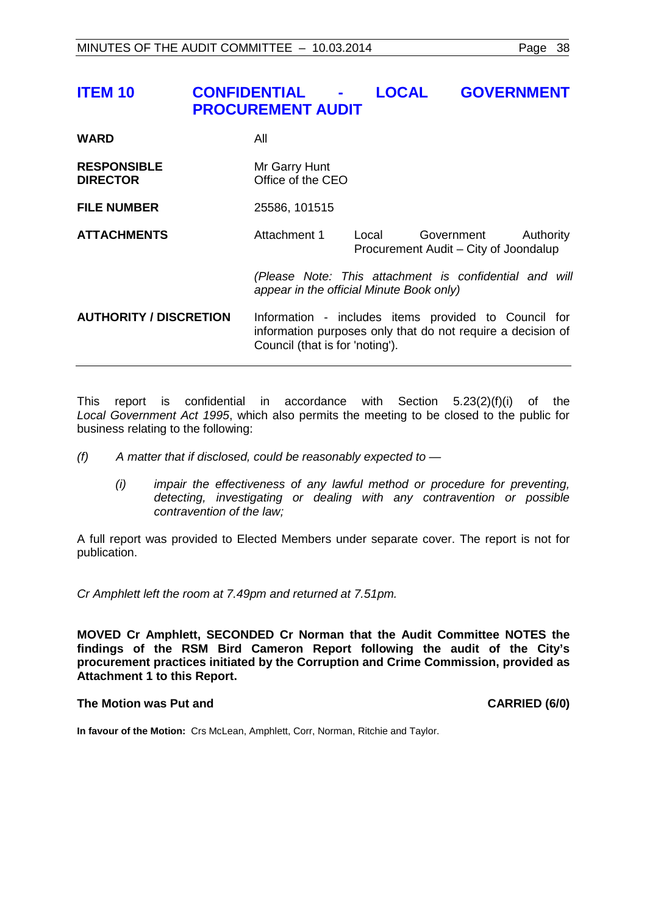## ITEM 10 CONFIDENTIAL - LOCAL GOVERNMENT PROCUREMENT AUDIT

| | |
|---|---|
| **WARD** | All |
| **RESPONSIBLE DIRECTOR** | Mr Garry Hunt<br>Office of the CEO |
| **FILE NUMBER** | 25586, 101515 |
| **ATTACHMENTS** | Attachment 1 Local Government Authority Procurement Audit – City of Joondalup<br><br>*(Please Note: This attachment is confidential and will appear in the official Minute Book only)* |
| **AUTHORITY / DISCRETION** | Information - includes items provided to Council for information purposes only that do not require a decision of Council (that is for 'noting'). |

This report is confidential in accordance with Section 5.23(2)(f)(i) of the *Local Government Act 1995*, which also permits the meeting to be closed to the public for business relating to the following:

*(f) A matter that if disclosed, could be reasonably expected to —*

*(i) impair the effectiveness of any lawful method or procedure for preventing, detecting, investigating or dealing with any contravention or possible contravention of the law;*

A full report was provided to Elected Members under separate cover. The report is not for publication.

*Cr Amphlett left the room at 7.49pm and returned at 7.51pm.*

**MOVED Cr Amphlett, SECONDED Cr Norman that the Audit Committee NOTES the findings of the RSM Bird Cameron Report following the audit of the City's procurement practices initiated by the Corruption and Crime Commission, provided as Attachment 1 to this Report.**

**The Motion was Put and CARRIED (6/0)**

**In favour of the Motion:** Crs McLean, Amphlett, Corr, Norman, Ritchie and Taylor.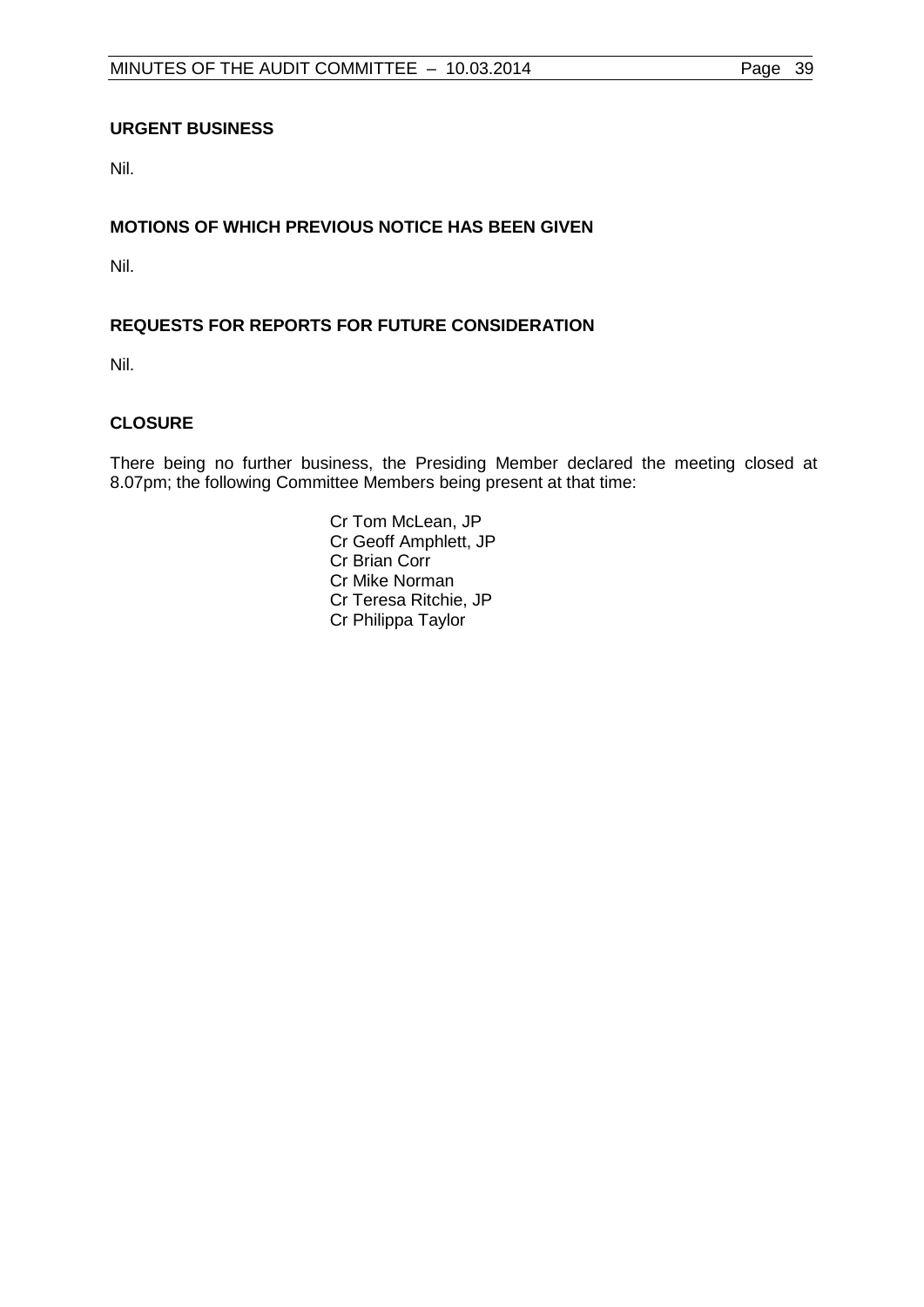## URGENT BUSINESS

Nil.

## MOTIONS OF WHICH PREVIOUS NOTICE HAS BEEN GIVEN

Nil.

## REQUESTS FOR REPORTS FOR FUTURE CONSIDERATION

Nil.

## CLOSURE

There being no further business, the Presiding Member declared the meeting closed at 8.07pm; the following Committee Members being present at that time:

Cr Tom McLean, JP  
Cr Geoff Amphlett, JP  
Cr Brian Corr  
Cr Mike Norman  
Cr Teresa Ritchie, JP  
Cr Philippa Taylor